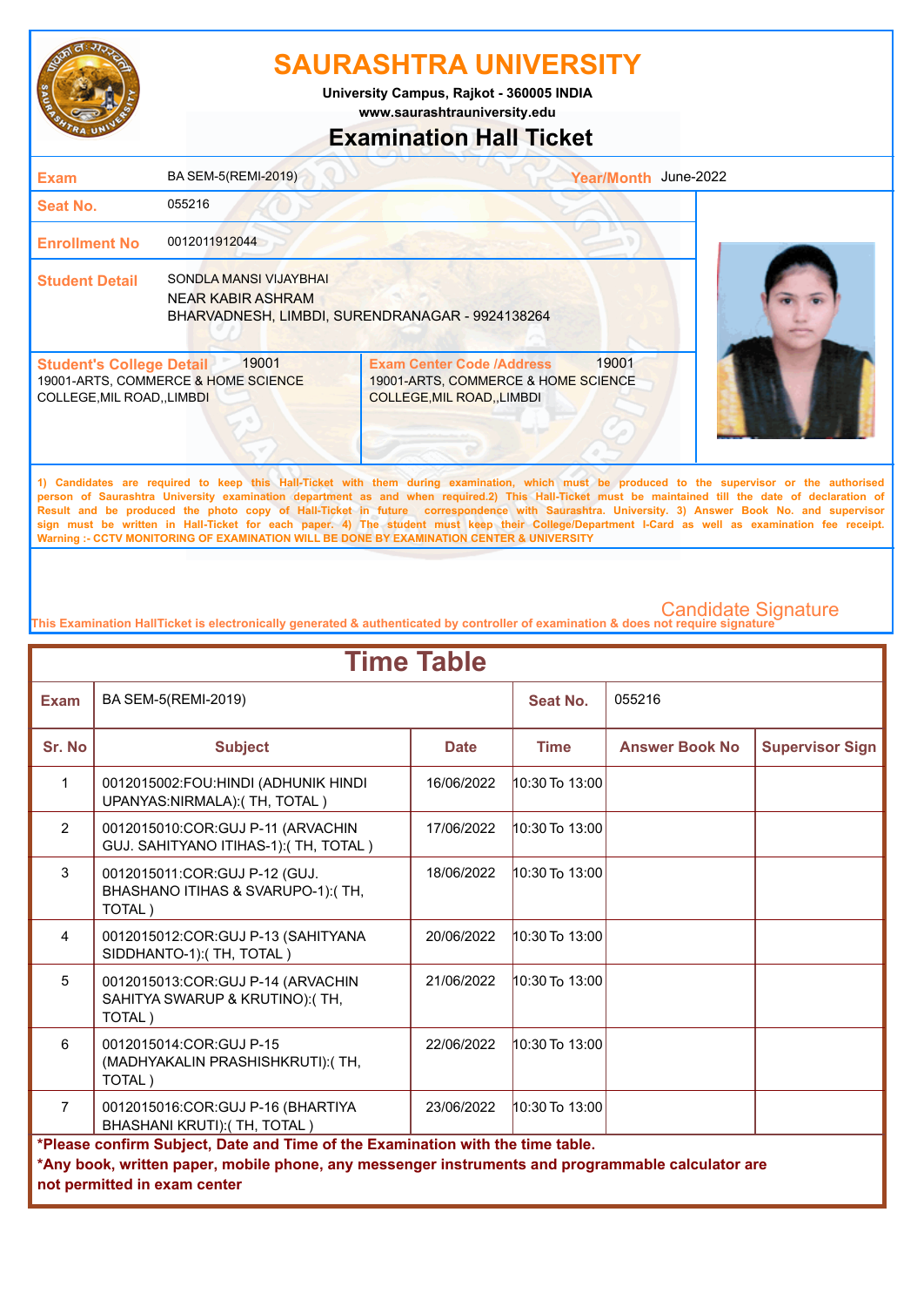# SAURASHTRA UNIVERSITY

University Campus, Rajkot - 360005 INDIA

www.saurashtrauniversity.edu

## Examination Hall Ticket

| | | | |
|---|---|---|---|
| **Exam** | BA SEM-5(REMI-2019) | **Year/Month** | June-2022 |
| **Seat No.** | 055216 | | |
| **Enrollment No** | 0012011912044 | | |
| **Student Detail** | SONDLA MANSI VIJAYBHAI<br>NEAR KABIR ASHRAM<br>BHARVADNESH, LIMBDI, SURENDRANAGAR - 9924138264 | | |

| **Student's College Detail** 19001 | **Exam Center Code /Address** 19001 |
|---|---|
| 19001-ARTS, COMMERCE & HOME SCIENCE COLLEGE,MIL ROAD,,LIMBDI | 19001-ARTS, COMMERCE & HOME SCIENCE COLLEGE,MIL ROAD,,LIMBDI |

1) Candidates are required to keep this Hall-Ticket with them during examination, which must be produced to the supervisor or the authorised person of Saurashtra University examination department as and when required.2) This Hall-Ticket must be maintained till the date of declaration of Result and be produced the photo copy of Hall-Ticket in future correspondence with Saurashtra. University. 3) Answer Book No. and supervisor sign must be written in Hall-Ticket for each paper. 4) The student must keep their College/Department I-Card as well as examination fee receipt. Warning :- CCTV MONITORING OF EXAMINATION WILL BE DONE BY EXAMINATION CENTER & UNIVERSITY

Candidate Signature

This Examination HallTicket is electronically generated & authenticated by controller of examination & does not require signature

## Time Table

**Exam:** BA SEM-5(REMI-2019) **Seat No.** 055216

| Sr. No | Subject | Date | Time | Answer Book No | Supervisor Sign |
|---|---|---|---|---|---|
| 1 | 0012015002:FOU:HINDI (ADHUNIK HINDI UPANYAS:NIRMALA):( TH, TOTAL ) | 16/06/2022 | 10:30 To 13:00 | | |
| 2 | 0012015010:COR:GUJ P-11 (ARVACHIN GUJ. SAHITYANO ITIHAS-1):( TH, TOTAL ) | 17/06/2022 | 10:30 To 13:00 | | |
| 3 | 0012015011:COR:GUJ P-12 (GUJ. BHASHANO ITIHAS & SVARUPO-1):( TH, TOTAL ) | 18/06/2022 | 10:30 To 13:00 | | |
| 4 | 0012015012:COR:GUJ P-13 (SAHITYANA SIDDHANTO-1):( TH, TOTAL ) | 20/06/2022 | 10:30 To 13:00 | | |
| 5 | 0012015013:COR:GUJ P-14 (ARVACHIN SAHITYA SWARUP & KRUTINO):( TH, TOTAL ) | 21/06/2022 | 10:30 To 13:00 | | |
| 6 | 0012015014:COR:GUJ P-15 (MADHYAKALIN PRASHISHKRUTI):( TH, TOTAL ) | 22/06/2022 | 10:30 To 13:00 | | |
| 7 | 0012015016:COR:GUJ P-16 (BHARTIYA BHASHANI KRUTI):( TH, TOTAL ) | 23/06/2022 | 10:30 To 13:00 | | |

**\*Please confirm Subject, Date and Time of the Examination with the time table.**

**\*Any book, written paper, mobile phone, any messenger instruments and programmable calculator are not permitted in exam center**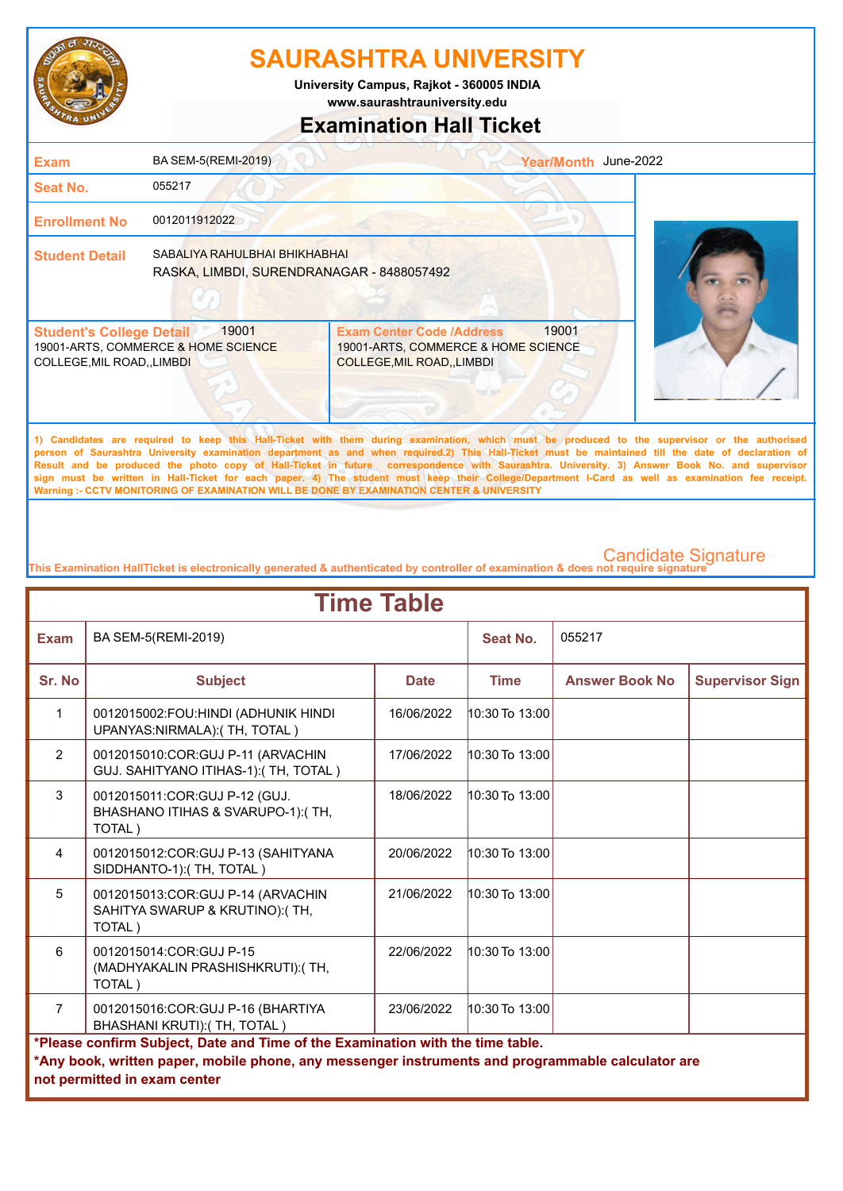# SAURASHTRA UNIVERSITY

**University Campus, Rajkot - 360005 INDIA**
**www.saurashtrauniversity.edu**

## Examination Hall Ticket

| | | | |
|---|---|---|---|
| **Exam** | BA SEM-5(REMI-2019) | **Year/Month** | June-2022 |
| **Seat No.** | 055217 | | |
| **Enrollment No** | 0012011912022 | | |
| **Student Detail** | SABALIYA RAHULBHAI BHIKHABHAI<br>RASKA, LIMBDI, SURENDRANAGAR - 8488057492 | | |

| **Student's College Detail** 19001 | **Exam Center Code /Address** 19001 |
|---|---|
| 19001-ARTS, COMMERCE & HOME SCIENCE COLLEGE,MIL ROAD,,LIMBDI | 19001-ARTS, COMMERCE & HOME SCIENCE COLLEGE,MIL ROAD,,LIMBDI |

1) Candidates are required to keep this Hall-Ticket with them during examination, which must be produced to the supervisor or the authorised person of Saurashtra University examination department as and when required.2) This Hall-Ticket must be maintained till the date of declaration of Result and be produced the photo copy of Hall-Ticket in future correspondence with Saurashtra. University. 3) Answer Book No. and supervisor sign must be written in Hall-Ticket for each paper. 4) The student must keep their College/Department I-Card as well as examination fee receipt.
Warning :- CCTV MONITORING OF EXAMINATION WILL BE DONE BY EXAMINATION CENTER & UNIVERSITY

Candidate Signature

This Examination HallTicket is electronically generated & authenticated by controller of examination & does not require signature

## Time Table

| **Exam** | BA SEM-5(REMI-2019) | **Seat No.** | 055217 |
|---|---|---|---|

| Sr. No | Subject | Date | Time | Answer Book No | Supervisor Sign |
|---|---|---|---|---|---|
| 1 | 0012015002:FOU:HINDI (ADHUNIK HINDI UPANYAS:NIRMALA):( TH, TOTAL ) | 16/06/2022 | 10:30 To 13:00 | | |
| 2 | 0012015010:COR:GUJ P-11 (ARVACHIN GUJ. SAHITYANO ITIHAS-1):( TH, TOTAL ) | 17/06/2022 | 10:30 To 13:00 | | |
| 3 | 0012015011:COR:GUJ P-12 (GUJ. BHASHANO ITIHAS & SVARUPO-1):( TH, TOTAL ) | 18/06/2022 | 10:30 To 13:00 | | |
| 4 | 0012015012:COR:GUJ P-13 (SAHITYANA SIDDHANTO-1):( TH, TOTAL ) | 20/06/2022 | 10:30 To 13:00 | | |
| 5 | 0012015013:COR:GUJ P-14 (ARVACHIN SAHITYA SWARUP & KRUTINO):( TH, TOTAL ) | 21/06/2022 | 10:30 To 13:00 | | |
| 6 | 0012015014:COR:GUJ P-15 (MADHYAKALIN PRASHISHKRUTI):( TH, TOTAL ) | 22/06/2022 | 10:30 To 13:00 | | |
| 7 | 0012015016:COR:GUJ P-16 (BHARTIYA BHASHANI KRUTI):( TH, TOTAL ) | 23/06/2022 | 10:30 To 13:00 | | |

**\*Please confirm Subject, Date and Time of the Examination with the time table.**
**\*Any book, written paper, mobile phone, any messenger instruments and programmable calculator are not permitted in exam center**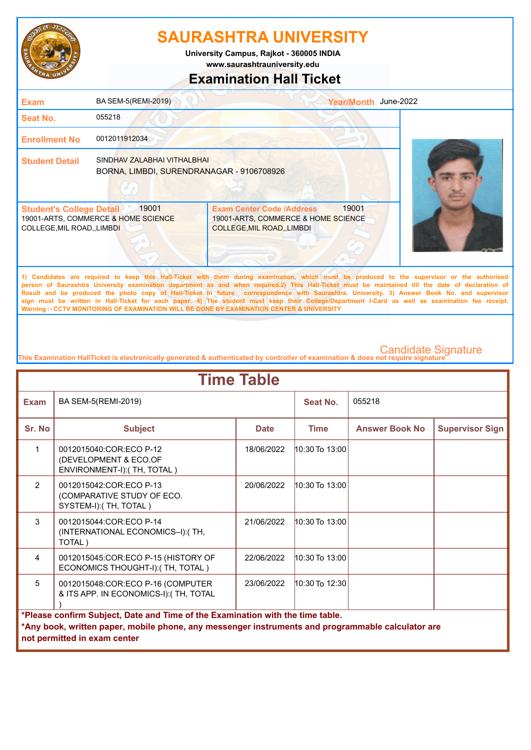# SAURASHTRA UNIVERSITY

**University Campus, Rajkot - 360005 INDIA**
**www.saurashtrauniversity.edu**

## Examination Hall Ticket

| | | | |
|---|---|---|---|
| **Exam** | BA SEM-5(REMI-2019) | **Year/Month** | June-2022 |
| **Seat No.** | 055218 | | |
| **Enrollment No** | 0012011912034 | | |
| **Student Detail** | SINDHAV ZALABHAI VITHALBHAI<br>BORNA, LIMBDI, SURENDRANAGAR - 9106708926 | | |

| **Student's College Detail** 19001 | **Exam Center Code /Address** 19001 |
|---|---|
| 19001-ARTS, COMMERCE & HOME SCIENCE COLLEGE,MIL ROAD,,LIMBDI | 19001-ARTS, COMMERCE & HOME SCIENCE COLLEGE,MIL ROAD,,LIMBDI |

1) Candidates are required to keep this Hall-Ticket with them during examination, which must be produced to the supervisor or the authorised person of Saurashtra University examination department as and when required.2) This Hall-Ticket must be maintained till the date of declaration of Result and be produced the photo copy of Hall-Ticket in future correspondence with Saurashtra. University. 3) Answer Book No. and supervisor sign must be written in Hall-Ticket for each paper. 4) The student must keep their College/Department I-Card as well as examination fee receipt.
Warning :- CCTV MONITORING OF EXAMINATION WILL BE DONE BY EXAMINATION CENTER & UNIVERSITY

Candidate Signature

This Examination HallTicket is electronically generated & authenticated by controller of examination & does not require signature

## Time Table

| **Exam** | BA SEM-5(REMI-2019) | | **Seat No.** | 055218 | |
|---|---|---|---|---|---|
| **Sr. No** | **Subject** | **Date** | **Time** | **Answer Book No** | **Supervisor Sign** |
| 1 | 0012015040:COR:ECO P-12 (DEVELOPMENT & ECO.OF ENVIRONMENT-I):( TH, TOTAL ) | 18/06/2022 | 10:30 To 13:00 | | |
| 2 | 0012015042:COR:ECO P-13 (COMPARATIVE STUDY OF ECO. SYSTEM-I):( TH, TOTAL ) | 20/06/2022 | 10:30 To 13:00 | | |
| 3 | 0012015044:COR:ECO P-14 (INTERNATIONAL ECONOMICS–I):( TH, TOTAL ) | 21/06/2022 | 10:30 To 13:00 | | |
| 4 | 0012015045:COR:ECO P-15 (HISTORY OF ECONOMICS THOUGHT-I):( TH, TOTAL ) | 22/06/2022 | 10:30 To 13:00 | | |
| 5 | 0012015048:COR:ECO P-16 (COMPUTER & ITS APP. IN ECONOMICS-I):( TH, TOTAL ) | 23/06/2022 | 10:30 To 12:30 | | |

**\*Please confirm Subject, Date and Time of the Examination with the time table.**
**\*Any book, written paper, mobile phone, any messenger instruments and programmable calculator are not permitted in exam center**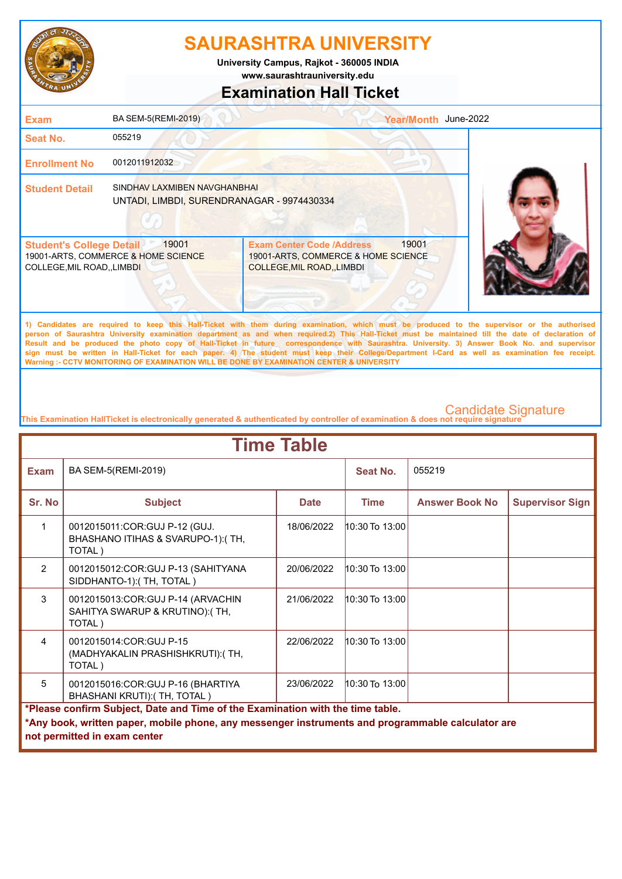# SAURASHTRA UNIVERSITY

University Campus, Rajkot - 360005 INDIA
www.saurashtrauniversity.edu

## Examination Hall Ticket

| | | | |
|---|---|---|---|
| **Exam** | BA SEM-5(REMI-2019) | **Year/Month** | June-2022 |
| **Seat No.** | 055219 | | |
| **Enrollment No** | 0012011912032 | | |
| **Student Detail** | SINDHAV LAXMIBEN NAVGHANBHAI<br>UNTADI, LIMBDI, SURENDRANAGAR - 9974430334 | | |

| **Student's College Detail** 19001 | **Exam Center Code /Address** 19001 |
|---|---|
| 19001-ARTS, COMMERCE & HOME SCIENCE COLLEGE,MIL ROAD,,LIMBDI | 19001-ARTS, COMMERCE & HOME SCIENCE COLLEGE,MIL ROAD,,LIMBDI |

**1) Candidates are required to keep this Hall-Ticket with them during examination, which must be produced to the supervisor or the authorised person of Saurashtra University examination department as and when required.2) This Hall-Ticket must be maintained till the date of declaration of Result and be produced the photo copy of Hall-Ticket in future correspondence with Saurashtra. University. 3) Answer Book No. and supervisor sign must be written in Hall-Ticket for each paper. 4) The student must keep their College/Department I-Card as well as examination fee receipt. Warning :- CCTV MONITORING OF EXAMINATION WILL BE DONE BY EXAMINATION CENTER & UNIVERSITY**

Candidate Signature

**This Examination HallTicket is electronically generated & authenticated by controller of examination & does not require signature**

## Time Table

| **Exam** | BA SEM-5(REMI-2019) | | **Seat No.** | 055219 | |
|---|---|---|---|---|---|
| **Sr. No** | **Subject** | **Date** | **Time** | **Answer Book No** | **Supervisor Sign** |
| 1 | 0012015011:COR:GUJ P-12 (GUJ. BHASHANO ITIHAS & SVARUPO-1):( TH, TOTAL ) | 18/06/2022 | 10:30 To 13:00 | | |
| 2 | 0012015012:COR:GUJ P-13 (SAHITYANA SIDDHANTO-1):( TH, TOTAL ) | 20/06/2022 | 10:30 To 13:00 | | |
| 3 | 0012015013:COR:GUJ P-14 (ARVACHIN SAHITYA SWARUP & KRUTINO):( TH, TOTAL ) | 21/06/2022 | 10:30 To 13:00 | | |
| 4 | 0012015014:COR:GUJ P-15 (MADHYAKALIN PRASHISHKRUTI):( TH, TOTAL ) | 22/06/2022 | 10:30 To 13:00 | | |
| 5 | 0012015016:COR:GUJ P-16 (BHARTIYA BHASHANI KRUTI):( TH, TOTAL ) | 23/06/2022 | 10:30 To 13:00 | | |

**\*Please confirm Subject, Date and Time of the Examination with the time table.**

**\*Any book, written paper, mobile phone, any messenger instruments and programmable calculator are not permitted in exam center**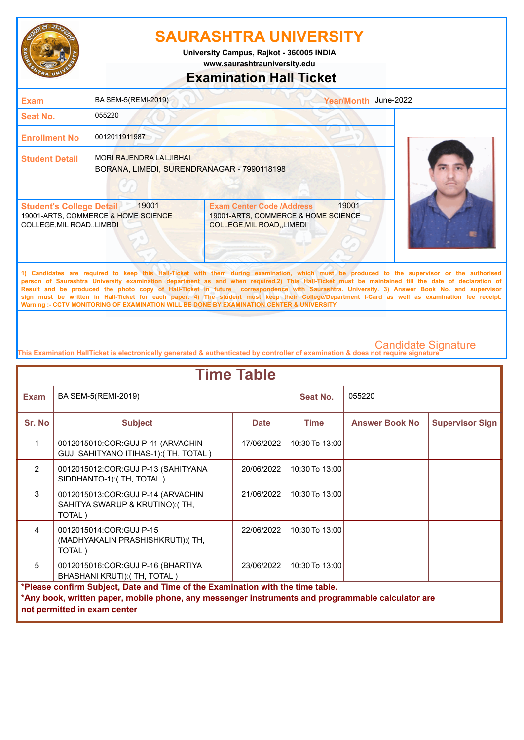# SAURASHTRA UNIVERSITY

**University Campus, Rajkot - 360005 INDIA**

**www.saurashtrauniversity.edu**

## Examination Hall Ticket

| | | | |
|---|---|---|---|
| **Exam** | BA SEM-5(REMI-2019) | **Year/Month** | June-2022 |
| **Seat No.** | 055220 | | |
| **Enrollment No** | 0012011911987 | | |
| **Student Detail** | MORI RAJENDRA LALJIBHAI<br>BORANA, LIMBDI, SURENDRANAGAR - 7990118198 | | |

| **Student's College Detail** 19001 | **Exam Center Code /Address** 19001 |
|---|---|
| 19001-ARTS, COMMERCE & HOME SCIENCE COLLEGE,MIL ROAD,,LIMBDI | 19001-ARTS, COMMERCE & HOME SCIENCE COLLEGE,MIL ROAD,,LIMBDI |

**1) Candidates are required to keep this Hall-Ticket with them during examination, which must be produced to the supervisor or the authorised person of Saurashtra University examination department as and when required.2) This Hall-Ticket must be maintained till the date of declaration of Result and be produced the photo copy of Hall-Ticket in future correspondence with Saurashtra. University. 3) Answer Book No. and supervisor sign must be written in Hall-Ticket for each paper. 4) The student must keep their College/Department I-Card as well as examination fee receipt.**
**Warning :- CCTV MONITORING OF EXAMINATION WILL BE DONE BY EXAMINATION CENTER & UNIVERSITY**

Candidate Signature

This Examination HallTicket is electronically generated & authenticated by controller of examination & does not require signature

## Time Table

| **Exam** | BA SEM-5(REMI-2019) | **Seat No.** | 055220 |
|---|---|---|---|

| **Sr. No** | **Subject** | **Date** | **Time** | **Answer Book No** | **Supervisor Sign** |
|---|---|---|---|---|---|
| 1 | 0012015010:COR:GUJ P-11 (ARVACHIN GUJ. SAHITYANO ITIHAS-1):( TH, TOTAL ) | 17/06/2022 | 10:30 To 13:00 | | |
| 2 | 0012015012:COR:GUJ P-13 (SAHITYANA SIDDHANTO-1):( TH, TOTAL ) | 20/06/2022 | 10:30 To 13:00 | | |
| 3 | 0012015013:COR:GUJ P-14 (ARVACHIN SAHITYA SWARUP & KRUTINO):( TH, TOTAL ) | 21/06/2022 | 10:30 To 13:00 | | |
| 4 | 0012015014:COR:GUJ P-15 (MADHYAKALIN PRASHISHKRUTI):( TH, TOTAL ) | 22/06/2022 | 10:30 To 13:00 | | |
| 5 | 0012015016:COR:GUJ P-16 (BHARTIYA BHASHANI KRUTI):( TH, TOTAL ) | 23/06/2022 | 10:30 To 13:00 | | |

**\*Please confirm Subject, Date and Time of the Examination with the time table.**
**\*Any book, written paper, mobile phone, any messenger instruments and programmable calculator are not permitted in exam center**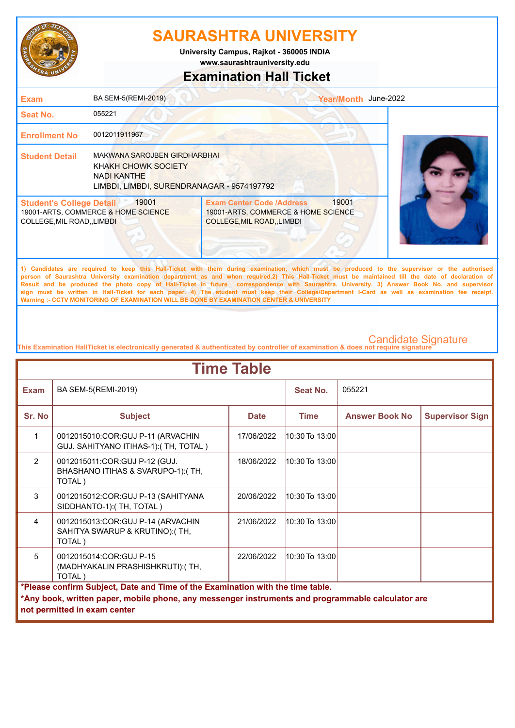# SAURASHTRA UNIVERSITY

**University Campus, Rajkot - 360005 INDIA**
**www.saurashtrauniversity.edu**

## Examination Hall Ticket

| | | | |
|---|---|---|---|
| **Exam** | BA SEM-5(REMI-2019) | **Year/Month** | June-2022 |
| **Seat No.** | 055221 | | |
| **Enrollment No** | 0012011911967 | | |
| **Student Detail** | MAKWANA SAROJBEN GIRDHARBHAI<br>KHAKH CHOWK SOCIETY<br>NADI KANTHE<br>LIMBDI, LIMBDI, SURENDRANAGAR - 9574197792 | | |

| **Student's College Detail** 19001 | **Exam Center Code /Address** 19001 |
|---|---|
| 19001-ARTS, COMMERCE & HOME SCIENCE COLLEGE,MIL ROAD,,LIMBDI | 19001-ARTS, COMMERCE & HOME SCIENCE COLLEGE,MIL ROAD,,LIMBDI |

**1) Candidates are required to keep this Hall-Ticket with them during examination, which must be produced to the supervisor or the authorised person of Saurashtra University examination department as and when required.2) This Hall-Ticket must be maintained till the date of declaration of Result and be produced the photo copy of Hall-Ticket in future correspondence with Saurashtra. University. 3) Answer Book No. and supervisor sign must be written in Hall-Ticket for each paper. 4) The student must keep their College/Department I-Card as well as examination fee receipt.**
**Warning :- CCTV MONITORING OF EXAMINATION WILL BE DONE BY EXAMINATION CENTER & UNIVERSITY**

Candidate Signature

This Examination HallTicket is electronically generated & authenticated by controller of examination & does not require signature

## Time Table

| **Exam** | BA SEM-5(REMI-2019) | | **Seat No.** | 055221 | |
|---|---|---|---|---|---|
| **Sr. No** | **Subject** | **Date** | **Time** | **Answer Book No** | **Supervisor Sign** |
| 1 | 0012015010:COR:GUJ P-11 (ARVACHIN GUJ. SAHITYANO ITIHAS-1):( TH, TOTAL ) | 17/06/2022 | 10:30 To 13:00 | | |
| 2 | 0012015011:COR:GUJ P-12 (GUJ. BHASHANO ITIHAS & SVARUPO-1):( TH, TOTAL ) | 18/06/2022 | 10:30 To 13:00 | | |
| 3 | 0012015012:COR:GUJ P-13 (SAHITYANA SIDDHANTO-1):( TH, TOTAL ) | 20/06/2022 | 10:30 To 13:00 | | |
| 4 | 0012015013:COR:GUJ P-14 (ARVACHIN SAHITYA SWARUP & KRUTINO):( TH, TOTAL ) | 21/06/2022 | 10:30 To 13:00 | | |
| 5 | 0012015014:COR:GUJ P-15 (MADHYAKALIN PRASHISHKRUTI):( TH, TOTAL ) | 22/06/2022 | 10:30 To 13:00 | | |

**\*Please confirm Subject, Date and Time of the Examination with the time table.**
**\*Any book, written paper, mobile phone, any messenger instruments and programmable calculator are not permitted in exam center**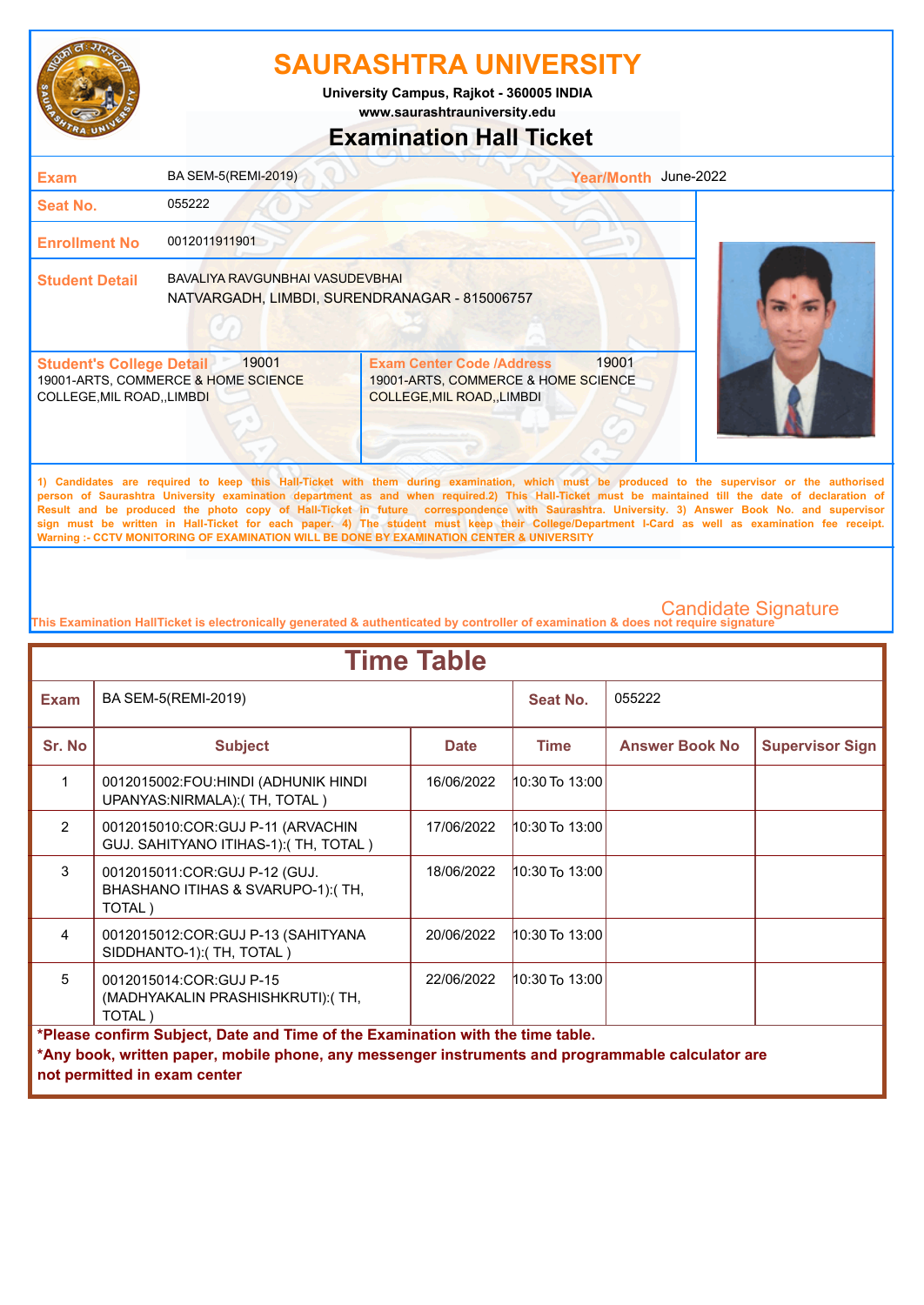# SAURASHTRA UNIVERSITY

**University Campus, Rajkot - 360005 INDIA**
**www.saurashtrauniversity.edu**

## Examination Hall Ticket

| | | | |
|---|---|---|---|
| **Exam** | BA SEM-5(REMI-2019) | **Year/Month** | June-2022 |
| **Seat No.** | 055222 | | |
| **Enrollment No** | 0012011911901 | | |
| **Student Detail** | BAVALIYA RAVGUNBHAI VASUDEVBHAI<br>NATVARGADH, LIMBDI, SURENDRANAGAR - 815006757 | | |

| **Student's College Detail** 19001 | **Exam Center Code /Address** 19001 |
|---|---|
| 19001-ARTS, COMMERCE & HOME SCIENCE COLLEGE,MIL ROAD,,LIMBDI | 19001-ARTS, COMMERCE & HOME SCIENCE COLLEGE,MIL ROAD,,LIMBDI |

**1) Candidates are required to keep this Hall-Ticket with them during examination, which must be produced to the supervisor or the authorised person of Saurashtra University examination department as and when required.2) This Hall-Ticket must be maintained till the date of declaration of Result and be produced the photo copy of Hall-Ticket in future correspondence with Saurashtra. University. 3) Answer Book No. and supervisor sign must be written in Hall-Ticket for each paper. 4) The student must keep their College/Department I-Card as well as examination fee receipt.**
**Warning :- CCTV MONITORING OF EXAMINATION WILL BE DONE BY EXAMINATION CENTER & UNIVERSITY**

Candidate Signature

This Examination HallTicket is electronically generated & authenticated by controller of examination & does not require signature

## Time Table

| **Exam** | BA SEM-5(REMI-2019) | | **Seat No.** | 055222 | |
|---|---|---|---|---|---|
| **Sr. No** | **Subject** | **Date** | **Time** | **Answer Book No** | **Supervisor Sign** |
| 1 | 0012015002:FOU:HINDI (ADHUNIK HINDI UPANYAS:NIRMALA):( TH, TOTAL ) | 16/06/2022 | 10:30 To 13:00 | | |
| 2 | 0012015010:COR:GUJ P-11 (ARVACHIN GUJ. SAHITYANO ITIHAS-1):( TH, TOTAL ) | 17/06/2022 | 10:30 To 13:00 | | |
| 3 | 0012015011:COR:GUJ P-12 (GUJ. BHASHANO ITIHAS & SVARUPO-1):( TH, TOTAL ) | 18/06/2022 | 10:30 To 13:00 | | |
| 4 | 0012015012:COR:GUJ P-13 (SAHITYANA SIDDHANTO-1):( TH, TOTAL ) | 20/06/2022 | 10:30 To 13:00 | | |
| 5 | 0012015014:COR:GUJ P-15 (MADHYAKALIN PRASHISHKRUTI):( TH, TOTAL ) | 22/06/2022 | 10:30 To 13:00 | | |

**\*Please confirm Subject, Date and Time of the Examination with the time table.**
**\*Any book, written paper, mobile phone, any messenger instruments and programmable calculator are not permitted in exam center**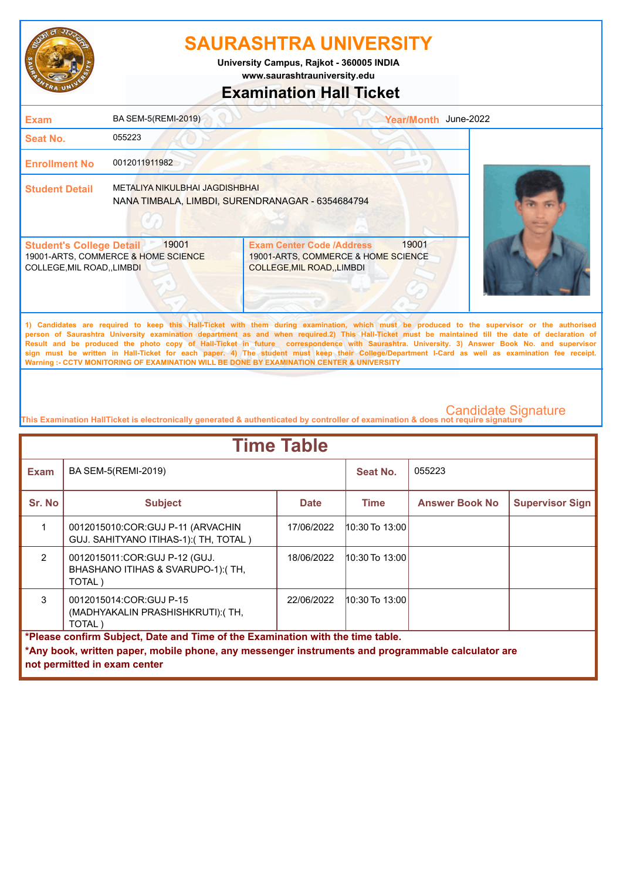# SAURASHTRA UNIVERSITY

**University Campus, Rajkot - 360005 INDIA**
**www.saurashtrauniversity.edu**

## Examination Hall Ticket

| | | | |
|---|---|---|---|
| **Exam** | BA SEM-5(REMI-2019) | **Year/Month** | June-2022 |
| **Seat No.** | 055223 | | |
| **Enrollment No** | 0012011911982 | | |
| **Student Detail** | METALIYA NIKULBHAI JAGDISHBHAI<br>NANA TIMBALA, LIMBDI, SURENDRANAGAR - 6354684794 | | |

| **Student's College Detail** 19001 | **Exam Center Code /Address** 19001 |
|---|---|
| 19001-ARTS, COMMERCE & HOME SCIENCE COLLEGE,MIL ROAD,,LIMBDI | 19001-ARTS, COMMERCE & HOME SCIENCE COLLEGE,MIL ROAD,,LIMBDI |

**1) Candidates are required to keep this Hall-Ticket with them during examination, which must be produced to the supervisor or the authorised person of Saurashtra University examination department as and when required.2) This Hall-Ticket must be maintained till the date of declaration of Result and be produced the photo copy of Hall-Ticket in future correspondence with Saurashtra. University. 3) Answer Book No. and supervisor sign must be written in Hall-Ticket for each paper. 4) The student must keep their College/Department I-Card as well as examination fee receipt. Warning :- CCTV MONITORING OF EXAMINATION WILL BE DONE BY EXAMINATION CENTER & UNIVERSITY**

Candidate Signature

This Examination HallTicket is electronically generated & authenticated by controller of examination & does not require signature

## Time Table

| **Exam** | BA SEM-5(REMI-2019) | | **Seat No.** | 055223 | |
|---|---|---|---|---|---|
| **Sr. No** | **Subject** | **Date** | **Time** | **Answer Book No** | **Supervisor Sign** |
| 1 | 0012015010:COR:GUJ P-11 (ARVACHIN GUJ. SAHITYANO ITIHAS-1):( TH, TOTAL ) | 17/06/2022 | 10:30 To 13:00 | | |
| 2 | 0012015011:COR:GUJ P-12 (GUJ. BHASHANO ITIHAS & SVARUPO-1):( TH, TOTAL ) | 18/06/2022 | 10:30 To 13:00 | | |
| 3 | 0012015014:COR:GUJ P-15 (MADHYAKALIN PRASHISHKRUTI):( TH, TOTAL ) | 22/06/2022 | 10:30 To 13:00 | | |

**\*Please confirm Subject, Date and Time of the Examination with the time table.**

**\*Any book, written paper, mobile phone, any messenger instruments and programmable calculator are not permitted in exam center**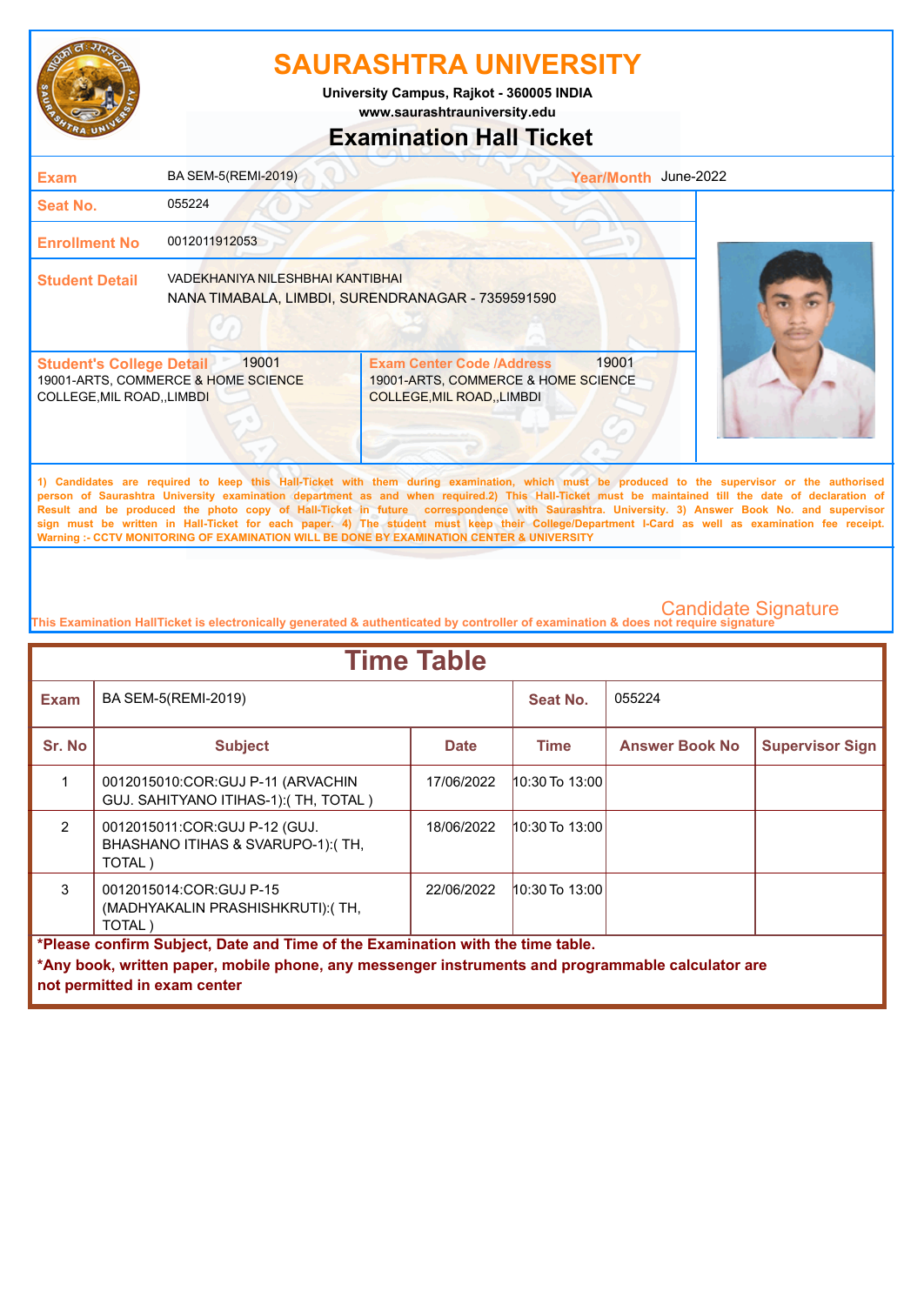# SAURASHTRA UNIVERSITY

**University Campus, Rajkot - 360005 INDIA**
**www.saurashtrauniversity.edu**

## Examination Hall Ticket

| | | | |
|---|---|---|---|
| **Exam** | BA SEM-5(REMI-2019) | **Year/Month** | June-2022 |
| **Seat No.** | 055224 | | |
| **Enrollment No** | 0012011912053 | | |
| **Student Detail** | VADEKHANIYA NILESHBHAI KANTIBHAI<br>NANA TIMABALA, LIMBDI, SURENDRANAGAR - 7359591590 | | |

| **Student's College Detail** 19001 | **Exam Center Code /Address** 19001 |
|---|---|
| 19001-ARTS, COMMERCE & HOME SCIENCE COLLEGE,MIL ROAD,,LIMBDI | 19001-ARTS, COMMERCE & HOME SCIENCE COLLEGE,MIL ROAD,,LIMBDI |

1) Candidates are required to keep this Hall-Ticket with them during examination, which must be produced to the supervisor or the authorised person of Saurashtra University examination department as and when required.2) This Hall-Ticket must be maintained till the date of declaration of Result and be produced the photo copy of Hall-Ticket in future correspondence with Saurashtra. University. 3) Answer Book No. and supervisor sign must be written in Hall-Ticket for each paper. 4) The student must keep their College/Department I-Card as well as examination fee receipt.
Warning :- CCTV MONITORING OF EXAMINATION WILL BE DONE BY EXAMINATION CENTER & UNIVERSITY

Candidate Signature

This Examination HallTicket is electronically generated & authenticated by controller of examination & does not require signature

## Time Table

| **Exam** | BA SEM-5(REMI-2019) | | **Seat No.** | 055224 | |
|---|---|---|---|---|---|
| **Sr. No** | **Subject** | **Date** | **Time** | **Answer Book No** | **Supervisor Sign** |
| 1 | 0012015010:COR:GUJ P-11 (ARVACHIN GUJ. SAHITYANO ITIHAS-1):( TH, TOTAL ) | 17/06/2022 | 10:30 To 13:00 | | |
| 2 | 0012015011:COR:GUJ P-12 (GUJ. BHASHANO ITIHAS & SVARUPO-1):( TH, TOTAL ) | 18/06/2022 | 10:30 To 13:00 | | |
| 3 | 0012015014:COR:GUJ P-15 (MADHYAKALIN PRASHISHKRUTI):( TH, TOTAL ) | 22/06/2022 | 10:30 To 13:00 | | |

**\*Please confirm Subject, Date and Time of the Examination with the time table.**
**\*Any book, written paper, mobile phone, any messenger instruments and programmable calculator are not permitted in exam center**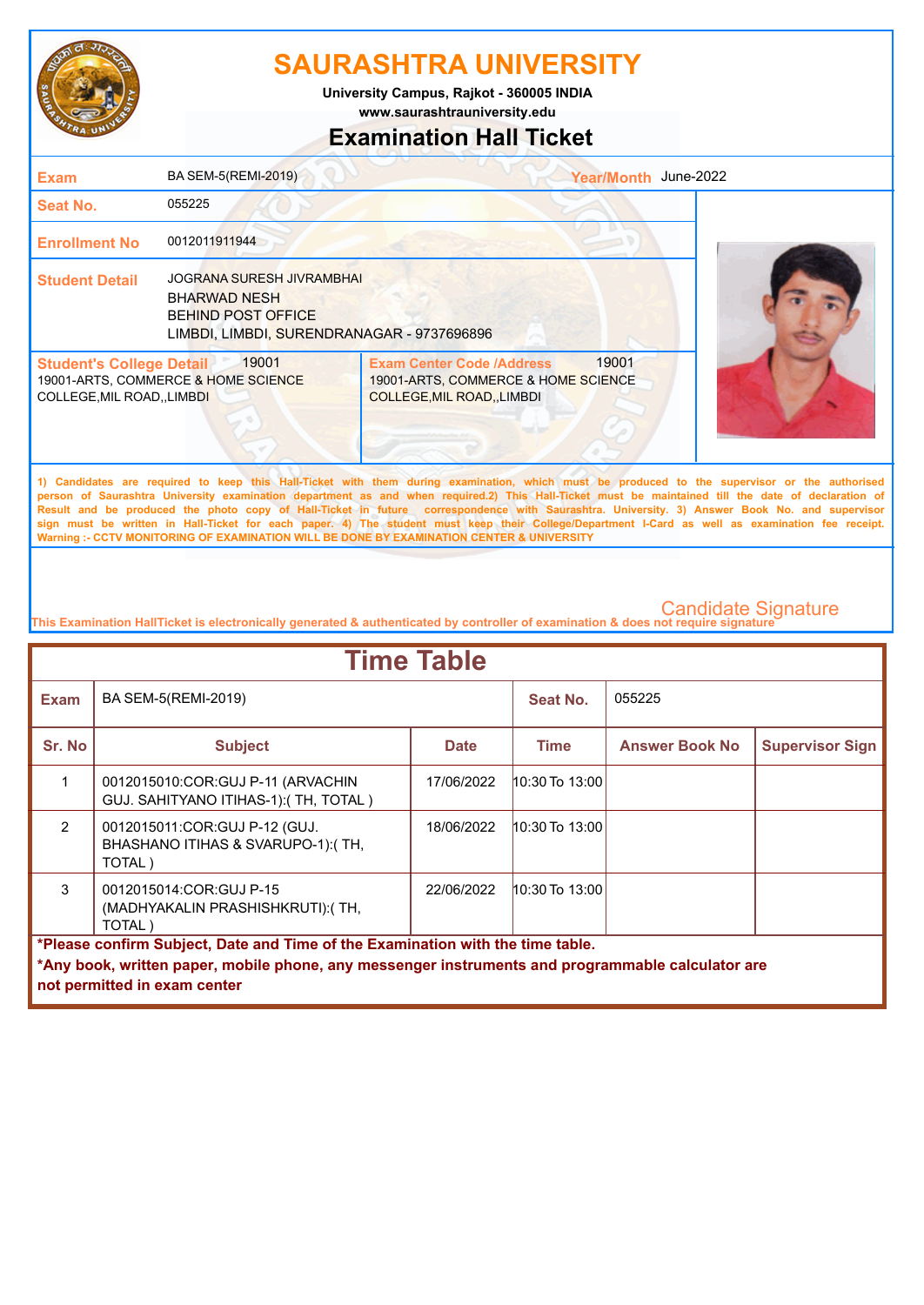# SAURASHTRA UNIVERSITY

**University Campus, Rajkot - 360005 INDIA**
**www.saurashtrauniversity.edu**

## Examination Hall Ticket

| | | | |
|---|---|---|---|
| **Exam** | BA SEM-5(REMI-2019) | **Year/Month** | June-2022 |
| **Seat No.** | 055225 | | |
| **Enrollment No** | 0012011911944 | | |
| **Student Detail** | JOGRANA SURESH JIVRAMBHAI<br>BHARWAD NESH<br>BEHIND POST OFFICE<br>LIMBDI, LIMBDI, SURENDRANAGAR - 9737696896 | | |

| **Student's College Detail** 19001 | **Exam Center Code /Address** 19001 |
|---|---|
| 19001-ARTS, COMMERCE & HOME SCIENCE COLLEGE,MIL ROAD,,LIMBDI | 19001-ARTS, COMMERCE & HOME SCIENCE COLLEGE,MIL ROAD,,LIMBDI |

**1) Candidates are required to keep this Hall-Ticket with them during examination, which must be produced to the supervisor or the authorised person of Saurashtra University examination department as and when required.2) This Hall-Ticket must be maintained till the date of declaration of Result and be produced the photo copy of Hall-Ticket in future correspondence with Saurashtra. University. 3) Answer Book No. and supervisor sign must be written in Hall-Ticket for each paper. 4) The student must keep their College/Department I-Card as well as examination fee receipt.**
**Warning :- CCTV MONITORING OF EXAMINATION WILL BE DONE BY EXAMINATION CENTER & UNIVERSITY**

Candidate Signature

**This Examination HallTicket is electronically generated & authenticated by controller of examination & does not require signature**

## Time Table

| **Exam** | BA SEM-5(REMI-2019) | | **Seat No.** | 055225 | |
|---|---|---|---|---|---|
| **Sr. No** | **Subject** | **Date** | **Time** | **Answer Book No** | **Supervisor Sign** |
| 1 | 0012015010:COR:GUJ P-11 (ARVACHIN GUJ. SAHITYANO ITIHAS-1):( TH, TOTAL ) | 17/06/2022 | 10:30 To 13:00 | | |
| 2 | 0012015011:COR:GUJ P-12 (GUJ. BHASHANO ITIHAS & SVARUPO-1):( TH, TOTAL ) | 18/06/2022 | 10:30 To 13:00 | | |
| 3 | 0012015014:COR:GUJ P-15 (MADHYAKALIN PRASHISHKRUTI):( TH, TOTAL ) | 22/06/2022 | 10:30 To 13:00 | | |

**\*Please confirm Subject, Date and Time of the Examination with the time table.**
**\*Any book, written paper, mobile phone, any messenger instruments and programmable calculator are not permitted in exam center**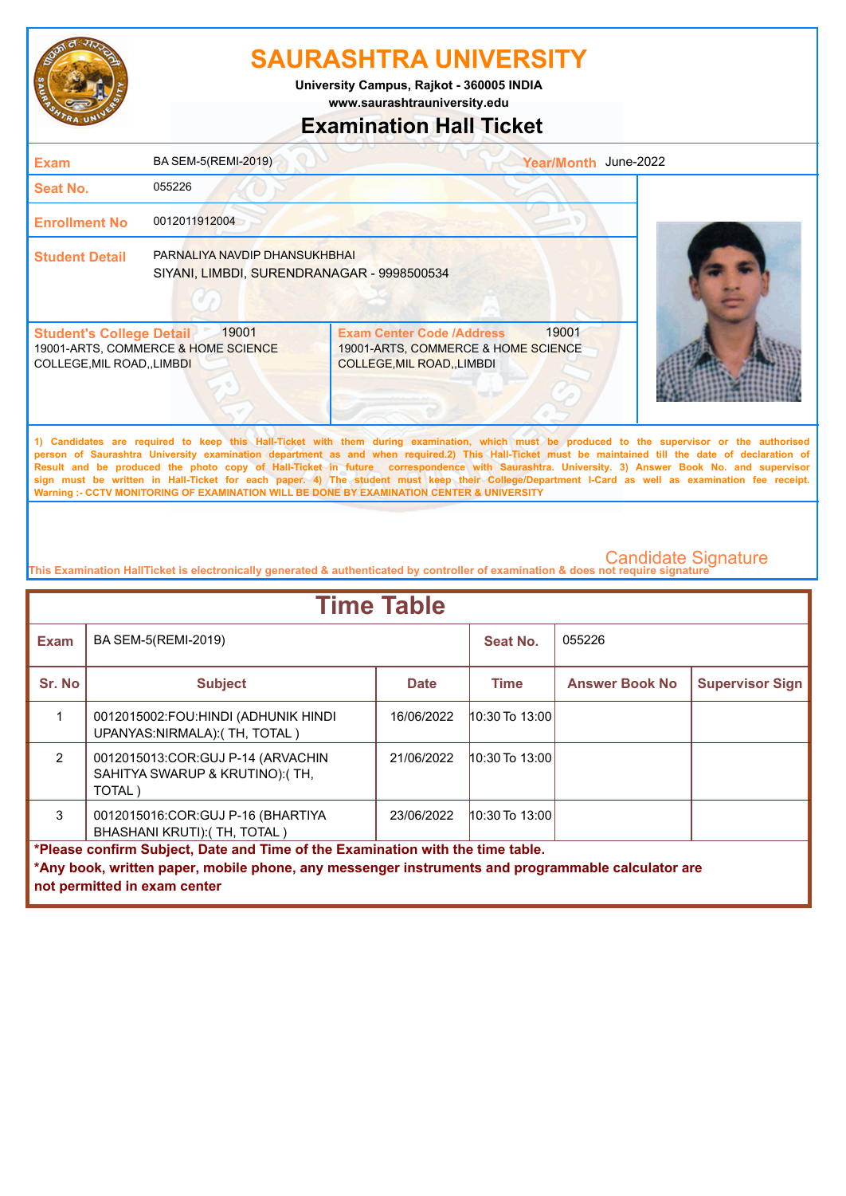# SAURASHTRA UNIVERSITY

**University Campus, Rajkot - 360005 INDIA**
**www.saurashtrauniversity.edu**

## Examination Hall Ticket

| | | | |
|---|---|---|---|
| **Exam** | BA SEM-5(REMI-2019) | **Year/Month** | June-2022 |
| **Seat No.** | 055226 | | |
| **Enrollment No** | 0012011912004 | | |
| **Student Detail** | PARNALIYA NAVDIP DHANSUKHBHAI<br>SIYANI, LIMBDI, SURENDRANAGAR - 9998500534 | | |

| **Student's College Detail** 19001 | **Exam Center Code /Address** 19001 |
|---|---|
| 19001-ARTS, COMMERCE & HOME SCIENCE COLLEGE,MIL ROAD,,LIMBDI | 19001-ARTS, COMMERCE & HOME SCIENCE COLLEGE,MIL ROAD,,LIMBDI |

1) Candidates are required to keep this Hall-Ticket with them during examination, which must be produced to the supervisor or the authorised person of Saurashtra University examination department as and when required.2) This Hall-Ticket must be maintained till the date of declaration of Result and be produced the photo copy of Hall-Ticket in future correspondence with Saurashtra. University. 3) Answer Book No. and supervisor sign must be written in Hall-Ticket for each paper. 4) The student must keep their College/Department I-Card as well as examination fee receipt.
Warning :- CCTV MONITORING OF EXAMINATION WILL BE DONE BY EXAMINATION CENTER & UNIVERSITY

Candidate Signature

This Examination HallTicket is electronically generated & authenticated by controller of examination & does not require signature

## Time Table

| **Exam** | BA SEM-5(REMI-2019) | | **Seat No.** | 055226 | |
|---|---|---|---|---|---|
| **Sr. No** | **Subject** | **Date** | **Time** | **Answer Book No** | **Supervisor Sign** |
| 1 | 0012015002:FOU:HINDI (ADHUNIK HINDI UPANYAS:NIRMALA):( TH, TOTAL ) | 16/06/2022 | 10:30 To 13:00 | | |
| 2 | 0012015013:COR:GUJ P-14 (ARVACHIN SAHITYA SWARUP & KRUTINO):( TH, TOTAL ) | 21/06/2022 | 10:30 To 13:00 | | |
| 3 | 0012015016:COR:GUJ P-16 (BHARTIYA BHASHANI KRUTI):( TH, TOTAL ) | 23/06/2022 | 10:30 To 13:00 | | |

**\*Please confirm Subject, Date and Time of the Examination with the time table.**
**\*Any book, written paper, mobile phone, any messenger instruments and programmable calculator are not permitted in exam center**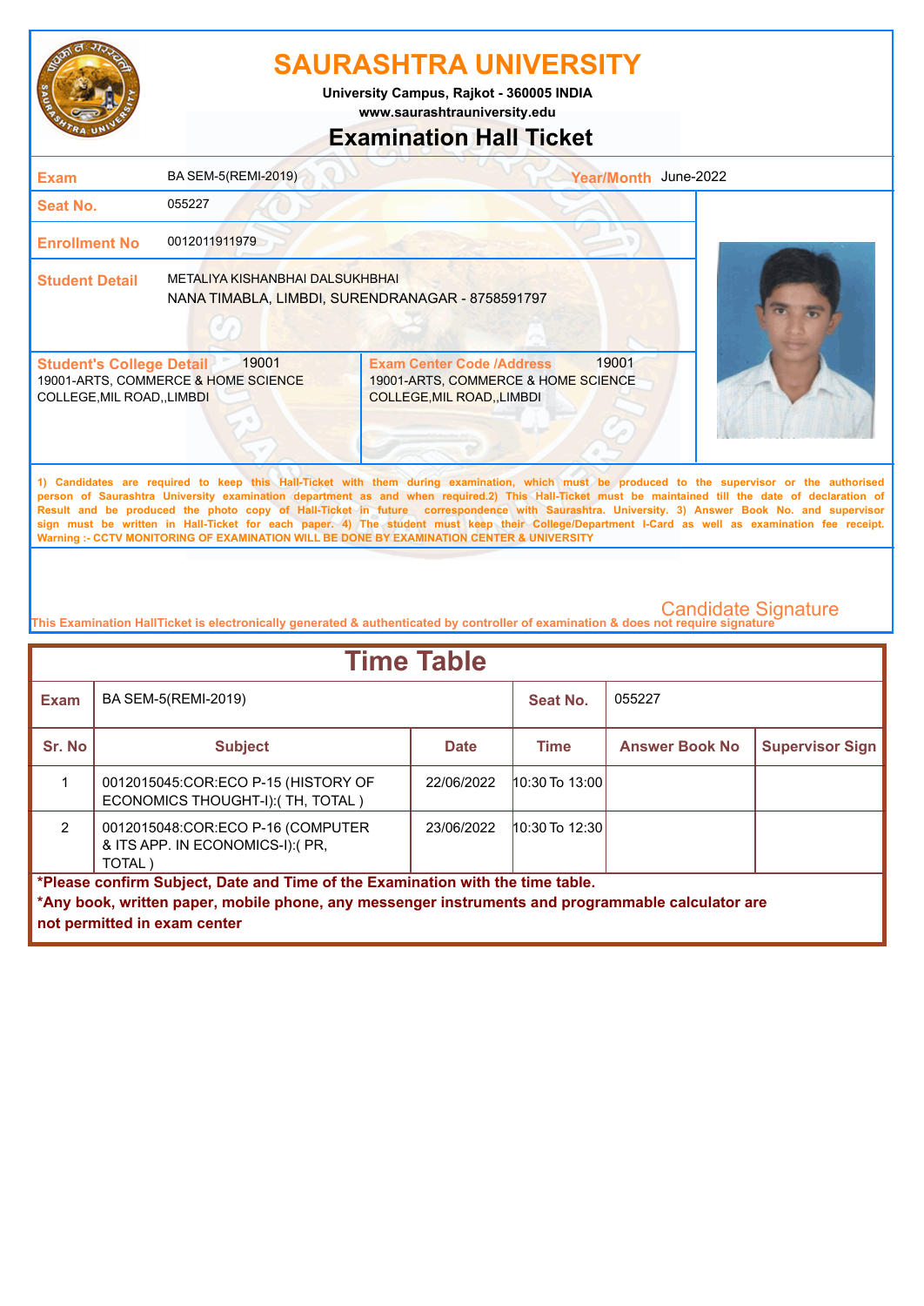# SAURASHTRA UNIVERSITY

**University Campus, Rajkot - 360005 INDIA**
**www.saurashtrauniversity.edu**

## Examination Hall Ticket

| | | | |
|---|---|---|---|
| **Exam** | BA SEM-5(REMI-2019) | **Year/Month** | June-2022 |
| **Seat No.** | 055227 | | |
| **Enrollment No** | 0012011911979 | | |
| **Student Detail** | METALIYA KISHANBHAI DALSUKHBHAI<br>NANA TIMABLA, LIMBDI, SURENDRANAGAR - 8758591797 | | |

| **Student's College Detail** 19001 | **Exam Center Code /Address** 19001 |
|---|---|
| 19001-ARTS, COMMERCE & HOME SCIENCE COLLEGE,MIL ROAD,,LIMBDI | 19001-ARTS, COMMERCE & HOME SCIENCE COLLEGE,MIL ROAD,,LIMBDI |

1) Candidates are required to keep this Hall-Ticket with them during examination, which must be produced to the supervisor or the authorised person of Saurashtra University examination department as and when required.2) This Hall-Ticket must be maintained till the date of declaration of Result and be produced the photo copy of Hall-Ticket in future correspondence with Saurashtra. University. 3) Answer Book No. and supervisor sign must be written in Hall-Ticket for each paper. 4) The student must keep their College/Department I-Card as well as examination fee receipt.
Warning :- CCTV MONITORING OF EXAMINATION WILL BE DONE BY EXAMINATION CENTER & UNIVERSITY

Candidate Signature

This Examination HallTicket is electronically generated & authenticated by controller of examination & does not require signature

## Time Table

| **Exam** | BA SEM-5(REMI-2019) | **Seat No.** | 055227 |
|---|---|---|---|

| Sr. No | Subject | Date | Time | Answer Book No | Supervisor Sign |
|---|---|---|---|---|---|
| 1 | 0012015045:COR:ECO P-15 (HISTORY OF ECONOMICS THOUGHT-I):( TH, TOTAL ) | 22/06/2022 | 10:30 To 13:00 | | |
| 2 | 0012015048:COR:ECO P-16 (COMPUTER & ITS APP. IN ECONOMICS-I):( PR, TOTAL ) | 23/06/2022 | 10:30 To 12:30 | | |

**\*Please confirm Subject, Date and Time of the Examination with the time table.**
**\*Any book, written paper, mobile phone, any messenger instruments and programmable calculator are not permitted in exam center**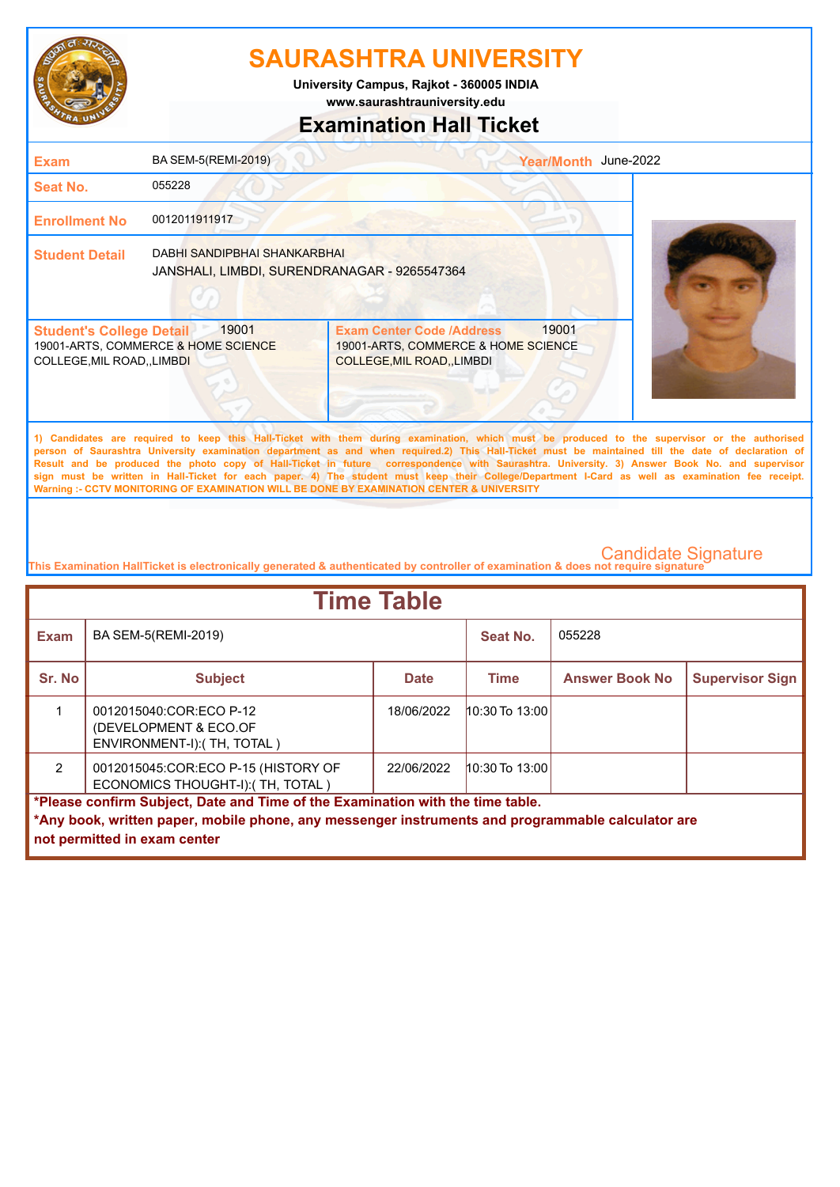# SAURASHTRA UNIVERSITY

University Campus, Rajkot - 360005 INDIA

www.saurashtrauniversity.edu

## Examination Hall Ticket

| | | | |
|---|---|---|---|
| **Exam** | BA SEM-5(REMI-2019) | **Year/Month** | June-2022 |
| **Seat No.** | 055228 | | |
| **Enrollment No** | 0012011911917 | | |
| **Student Detail** | DABHI SANDIPBHAI SHANKARBHAI<br>JANSHALI, LIMBDI, SURENDRANAGAR - 9265547364 | | |

| **Student's College Detail** 19001 | **Exam Center Code /Address** 19001 |
|---|---|
| 19001-ARTS, COMMERCE & HOME SCIENCE COLLEGE,MIL ROAD,,LIMBDI | 19001-ARTS, COMMERCE & HOME SCIENCE COLLEGE,MIL ROAD,,LIMBDI |

1) Candidates are required to keep this Hall-Ticket with them during examination, which must be produced to the supervisor or the authorised person of Saurashtra University examination department as and when required.2) This Hall-Ticket must be maintained till the date of declaration of Result and be produced the photo copy of Hall-Ticket in future correspondence with Saurashtra. University. 3) Answer Book No. and supervisor sign must be written in Hall-Ticket for each paper. 4) The student must keep their College/Department I-Card as well as examination fee receipt.
Warning :- CCTV MONITORING OF EXAMINATION WILL BE DONE BY EXAMINATION CENTER & UNIVERSITY

Candidate Signature

This Examination HallTicket is electronically generated & authenticated by controller of examination & does not require signature

## Time Table

| **Exam** | BA SEM-5(REMI-2019) | | **Seat No.** | 055228 | |
|---|---|---|---|---|---|
| **Sr. No** | **Subject** | **Date** | **Time** | **Answer Book No** | **Supervisor Sign** |
| 1 | 0012015040:COR:ECO P-12 (DEVELOPMENT & ECO.OF ENVIRONMENT-I):( TH, TOTAL ) | 18/06/2022 | 10:30 To 13:00 | | |
| 2 | 0012015045:COR:ECO P-15 (HISTORY OF ECONOMICS THOUGHT-I):( TH, TOTAL ) | 22/06/2022 | 10:30 To 13:00 | | |

**\*Please confirm Subject, Date and Time of the Examination with the time table.**

**\*Any book, written paper, mobile phone, any messenger instruments and programmable calculator are not permitted in exam center**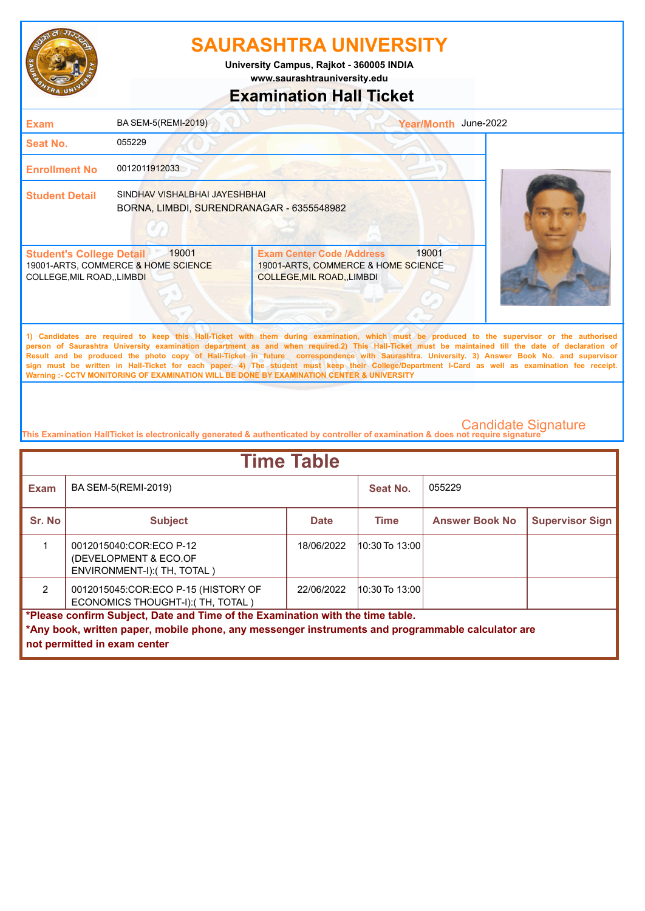# SAURASHTRA UNIVERSITY

University Campus, Rajkot - 360005 INDIA
www.saurashtrauniversity.edu

## Examination Hall Ticket

| | | | |
|---|---|---|---|
| **Exam** | BA SEM-5(REMI-2019) | **Year/Month** | June-2022 |
| **Seat No.** | 055229 | | |
| **Enrollment No** | 0012011912033 | | |
| **Student Detail** | SINDHAV VISHALBHAI JAYESHBHAI<br>BORNA, LIMBDI, SURENDRANAGAR - 6355548982 | | |

| **Student's College Detail** 19001 | **Exam Center Code /Address** 19001 |
|---|---|
| 19001-ARTS, COMMERCE & HOME SCIENCE COLLEGE,MIL ROAD,,LIMBDI | 19001-ARTS, COMMERCE & HOME SCIENCE COLLEGE,MIL ROAD,,LIMBDI |

1) Candidates are required to keep this Hall-Ticket with them during examination, which must be produced to the supervisor or the authorised person of Saurashtra University examination department as and when required.2) This Hall-Ticket must be maintained till the date of declaration of Result and be produced the photo copy of Hall-Ticket in future correspondence with Saurashtra. University. 3) Answer Book No. and supervisor sign must be written in Hall-Ticket for each paper. 4) The student must keep their College/Department I-Card as well as examination fee receipt.
Warning :- CCTV MONITORING OF EXAMINATION WILL BE DONE BY EXAMINATION CENTER & UNIVERSITY

Candidate Signature

This Examination HallTicket is electronically generated & authenticated by controller of examination & does not require signature

## Time Table

| **Exam** | BA SEM-5(REMI-2019) | | **Seat No.** | 055229 | |
|---|---|---|---|---|---|
| **Sr. No** | **Subject** | **Date** | **Time** | **Answer Book No** | **Supervisor Sign** |
| 1 | 0012015040:COR:ECO P-12 (DEVELOPMENT & ECO.OF ENVIRONMENT-I):( TH, TOTAL ) | 18/06/2022 | 10:30 To 13:00 | | |
| 2 | 0012015045:COR:ECO P-15 (HISTORY OF ECONOMICS THOUGHT-I):( TH, TOTAL ) | 22/06/2022 | 10:30 To 13:00 | | |

**\*Please confirm Subject, Date and Time of the Examination with the time table.**
**\*Any book, written paper, mobile phone, any messenger instruments and programmable calculator are not permitted in exam center**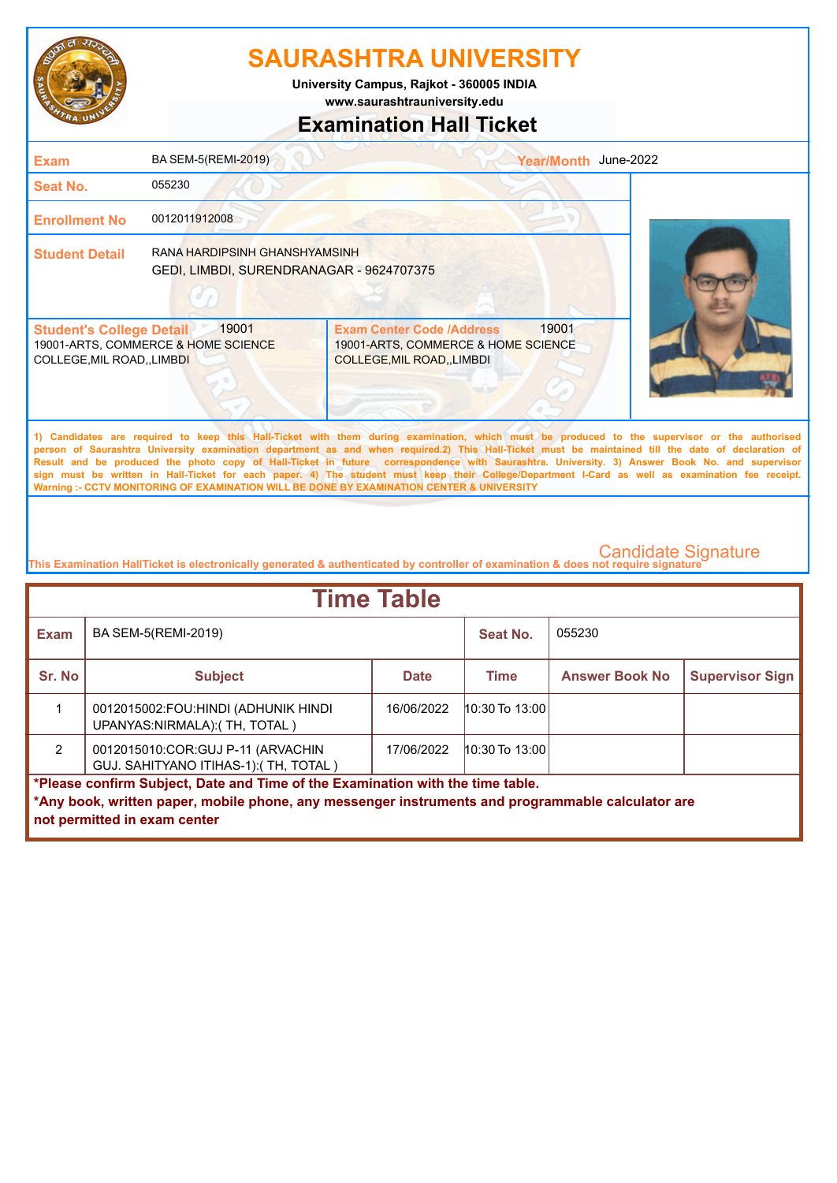# SAURASHTRA UNIVERSITY

**University Campus, Rajkot - 360005 INDIA**
**www.saurashtrauniversity.edu**

## Examination Hall Ticket

| | | | |
|---|---|---|---|
| **Exam** | BA SEM-5(REMI-2019) | **Year/Month** | June-2022 |
| **Seat No.** | 055230 | | |
| **Enrollment No** | 0012011912008 | | |
| **Student Detail** | RANA HARDIPSINH GHANSHYAMSINH<br>GEDI, LIMBDI, SURENDRANAGAR - 9624707375 | | |

| **Student's College Detail** 19001 | **Exam Center Code /Address** 19001 |
|---|---|
| 19001-ARTS, COMMERCE & HOME SCIENCE COLLEGE,MIL ROAD,,LIMBDI | 19001-ARTS, COMMERCE & HOME SCIENCE COLLEGE,MIL ROAD,,LIMBDI |

1) Candidates are required to keep this Hall-Ticket with them during examination, which must be produced to the supervisor or the authorised person of Saurashtra University examination department as and when required.2) This Hall-Ticket must be maintained till the date of declaration of Result and be produced the photo copy of Hall-Ticket in future correspondence with Saurashtra. University. 3) Answer Book No. and supervisor sign must be written in Hall-Ticket for each paper. 4) The student must keep their College/Department I-Card as well as examination fee receipt.
**Warning :- CCTV MONITORING OF EXAMINATION WILL BE DONE BY EXAMINATION CENTER & UNIVERSITY**

Candidate Signature

This Examination HallTicket is electronically generated & authenticated by controller of examination & does not require signature

## Time Table

| **Exam** | BA SEM-5(REMI-2019) | | **Seat No.** | 055230 | |
|---|---|---|---|---|---|
| **Sr. No** | **Subject** | **Date** | **Time** | **Answer Book No** | **Supervisor Sign** |
| 1 | 0012015002:FOU:HINDI (ADHUNIK HINDI UPANYAS:NIRMALA):( TH, TOTAL ) | 16/06/2022 | 10:30 To 13:00 | | |
| 2 | 0012015010:COR:GUJ P-11 (ARVACHIN GUJ. SAHITYANO ITIHAS-1):( TH, TOTAL ) | 17/06/2022 | 10:30 To 13:00 | | |

**\*Please confirm Subject, Date and Time of the Examination with the time table.**
**\*Any book, written paper, mobile phone, any messenger instruments and programmable calculator are not permitted in exam center**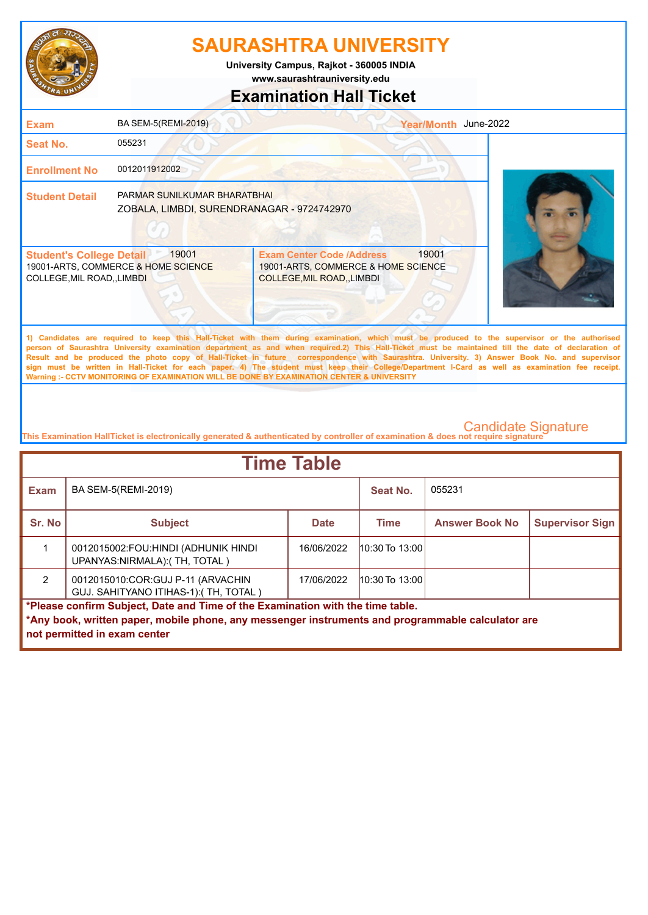# SAURASHTRA UNIVERSITY

**University Campus, Rajkot - 360005 INDIA**
**www.saurashtrauniversity.edu**

## Examination Hall Ticket

| | | | |
|---|---|---|---|
| **Exam** | BA SEM-5(REMI-2019) | **Year/Month** | June-2022 |
| **Seat No.** | 055231 | | |
| **Enrollment No** | 0012011912002 | | |
| **Student Detail** | PARMAR SUNILKUMAR BHARATBHAI<br>ZOBALA, LIMBDI, SURENDRANAGAR - 9724742970 | | |

| **Student's College Detail** 19001 | **Exam Center Code /Address** 19001 |
|---|---|
| 19001-ARTS, COMMERCE & HOME SCIENCE COLLEGE,MIL ROAD,,LIMBDI | 19001-ARTS, COMMERCE & HOME SCIENCE COLLEGE,MIL ROAD,,LIMBDI |

1) Candidates are required to keep this Hall-Ticket with them during examination, which must be produced to the supervisor or the authorised person of Saurashtra University examination department as and when required.2) This Hall-Ticket must be maintained till the date of declaration of Result and be produced the photo copy of Hall-Ticket in future correspondence with Saurashtra. University. 3) Answer Book No. and supervisor sign must be written in Hall-Ticket for each paper. 4) The student must keep their College/Department I-Card as well as examination fee receipt.
Warning :- CCTV MONITORING OF EXAMINATION WILL BE DONE BY EXAMINATION CENTER & UNIVERSITY

Candidate Signature

This Examination HallTicket is electronically generated & authenticated by controller of examination & does not require signature

## Time Table

| **Exam** | BA SEM-5(REMI-2019) | | **Seat No.** | 055231 | |
|---|---|---|---|---|---|
| **Sr. No** | **Subject** | **Date** | **Time** | **Answer Book No** | **Supervisor Sign** |
| 1 | 0012015002:FOU:HINDI (ADHUNIK HINDI UPANYAS:NIRMALA):( TH, TOTAL ) | 16/06/2022 | 10:30 To 13:00 | | |
| 2 | 0012015010:COR:GUJ P-11 (ARVACHIN GUJ. SAHITYANO ITIHAS-1):( TH, TOTAL ) | 17/06/2022 | 10:30 To 13:00 | | |

**\*Please confirm Subject, Date and Time of the Examination with the time table.**
**\*Any book, written paper, mobile phone, any messenger instruments and programmable calculator are not permitted in exam center**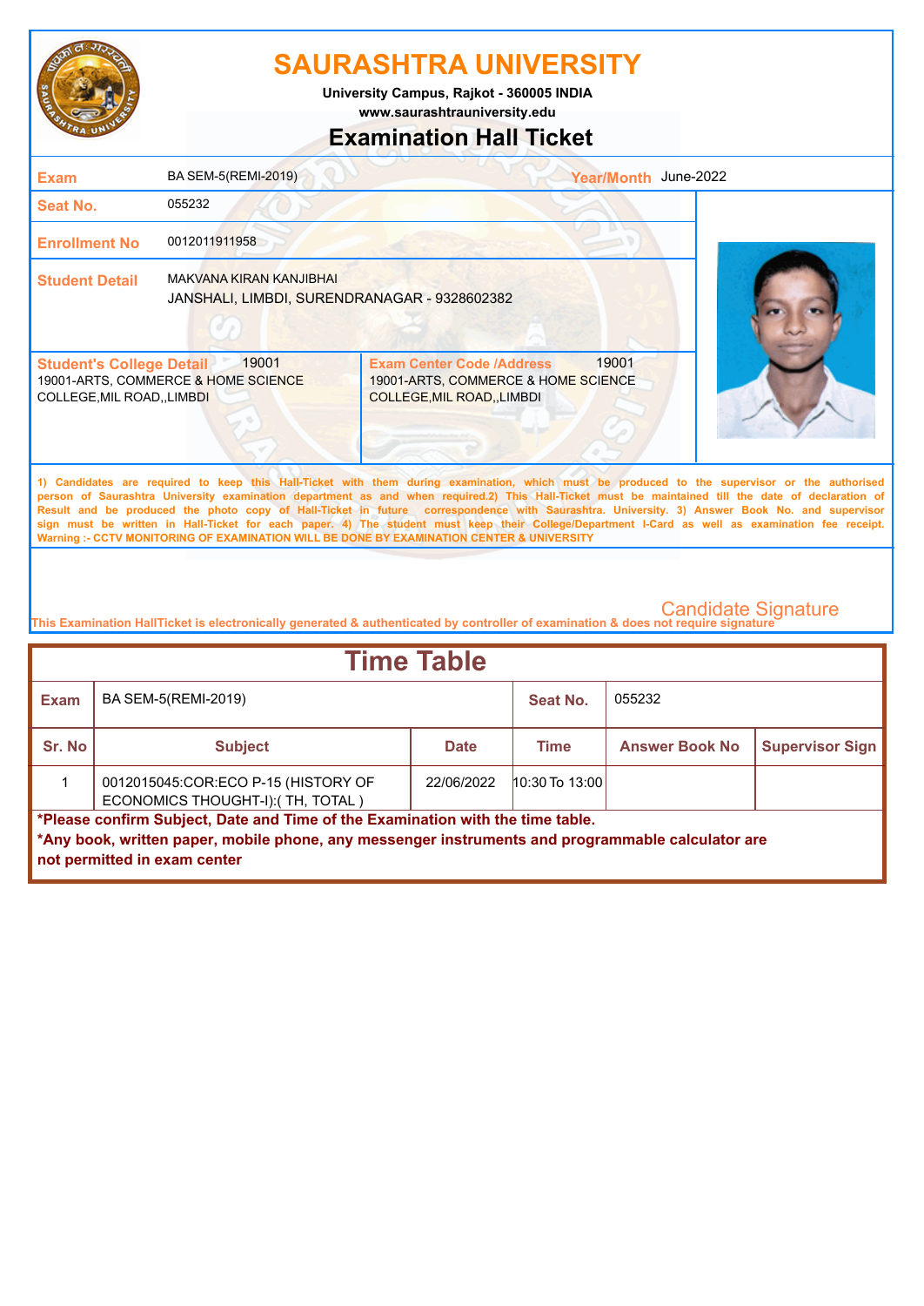# SAURASHTRA UNIVERSITY

**University Campus, Rajkot - 360005 INDIA**

**www.saurashtrauniversity.edu**

## Examination Hall Ticket

| | | | |
|---|---|---|---|
| **Exam** | BA SEM-5(REMI-2019) | **Year/Month** | June-2022 |
| **Seat No.** | 055232 | | |
| **Enrollment No** | 0012011911958 | | |
| **Student Detail** | MAKVANA KIRAN KANJIBHAI<br>JANSHALI, LIMBDI, SURENDRANAGAR - 9328602382 | | |

| **Student's College Detail** 19001 | **Exam Center Code /Address** 19001 |
|---|---|
| 19001-ARTS, COMMERCE & HOME SCIENCE COLLEGE,MIL ROAD,,LIMBDI | 19001-ARTS, COMMERCE & HOME SCIENCE COLLEGE,MIL ROAD,,LIMBDI |

1) Candidates are required to keep this Hall-Ticket with them during examination, which must be produced to the supervisor or the authorised person of Saurashtra University examination department as and when required.2) This Hall-Ticket must be maintained till the date of declaration of Result and be produced the photo copy of Hall-Ticket in future correspondence with Saurashtra. University. 3) Answer Book No. and supervisor sign must be written in Hall-Ticket for each paper. 4) The student must keep their College/Department I-Card as well as examination fee receipt.
Warning :- CCTV MONITORING OF EXAMINATION WILL BE DONE BY EXAMINATION CENTER & UNIVERSITY

Candidate Signature

This Examination HallTicket is electronically generated & authenticated by controller of examination & does not require signature

## Time Table

| **Exam** | BA SEM-5(REMI-2019) | | **Seat No.** | 055232 | |
|---|---|---|---|---|---|
| **Sr. No** | **Subject** | **Date** | **Time** | **Answer Book No** | **Supervisor Sign** |
| 1 | 0012015045:COR:ECO P-15 (HISTORY OF ECONOMICS THOUGHT-I):( TH, TOTAL ) | 22/06/2022 | 10:30 To 13:00 | | |

**\*Please confirm Subject, Date and Time of the Examination with the time table.**

**\*Any book, written paper, mobile phone, any messenger instruments and programmable calculator are not permitted in exam center**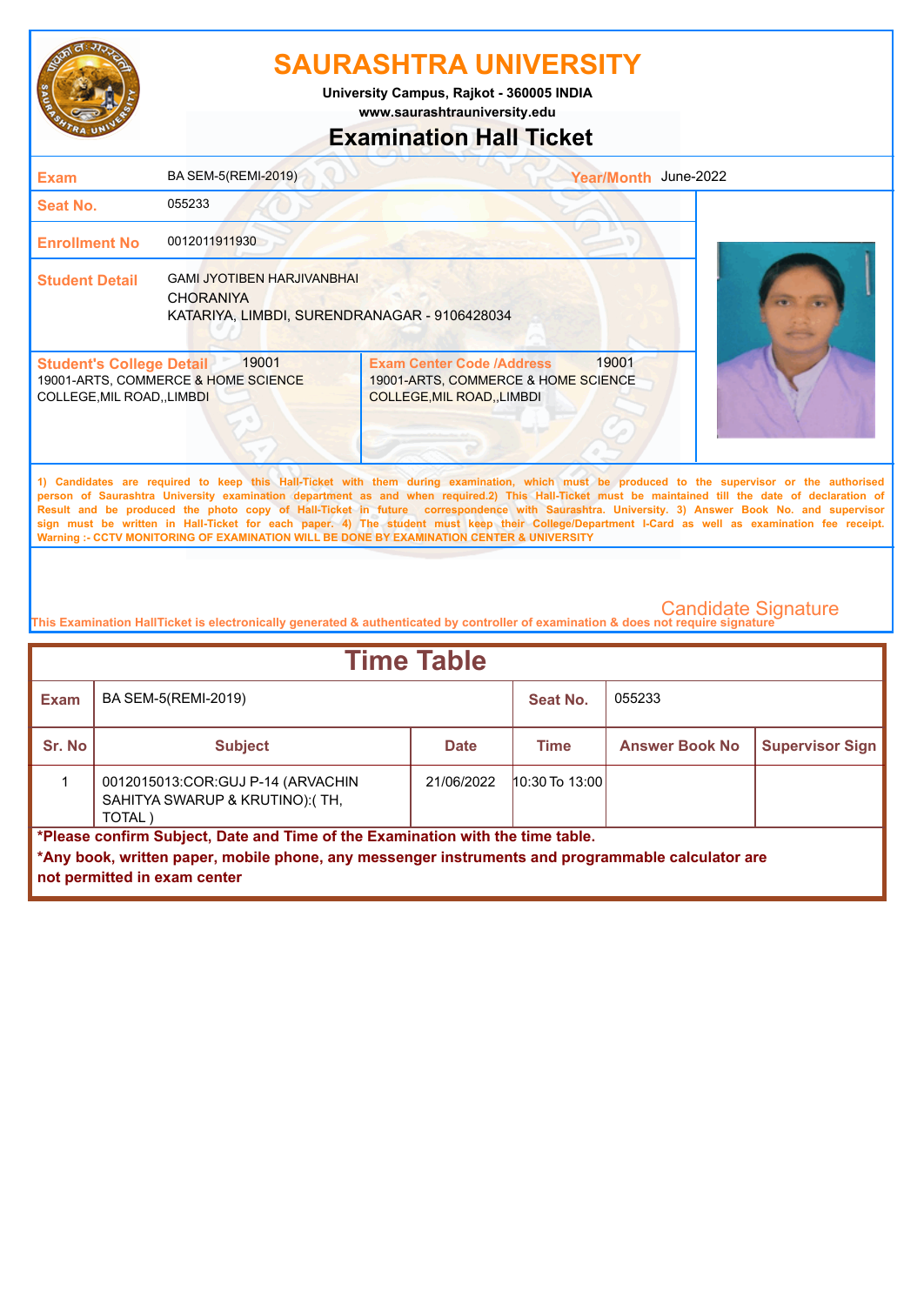# SAURASHTRA UNIVERSITY

**University Campus, Rajkot - 360005 INDIA**
**www.saurashtrauniversity.edu**

## Examination Hall Ticket

| | | | |
|---|---|---|---|
| **Exam** | BA SEM-5(REMI-2019) | **Year/Month** | June-2022 |
| **Seat No.** | 055233 | | |
| **Enrollment No** | 0012011911930 | | |
| **Student Detail** | GAMI JYOTIBEN HARJIVANBHAI<br>CHORANIYA<br>KATARIYA, LIMBDI, SURENDRANAGAR - 9106428034 | | |

| **Student's College Detail** 19001 | **Exam Center Code /Address** 19001 |
|---|---|
| 19001-ARTS, COMMERCE & HOME SCIENCE COLLEGE,MIL ROAD,,LIMBDI | 19001-ARTS, COMMERCE & HOME SCIENCE COLLEGE,MIL ROAD,,LIMBDI |

1) Candidates are required to keep this Hall-Ticket with them during examination, which must be produced to the supervisor or the authorised person of Saurashtra University examination department as and when required.2) This Hall-Ticket must be maintained till the date of declaration of Result and be produced the photo copy of Hall-Ticket in future correspondence with Saurashtra. University. 3) Answer Book No. and supervisor sign must be written in Hall-Ticket for each paper. 4) The student must keep their College/Department I-Card as well as examination fee receipt.
Warning :- CCTV MONITORING OF EXAMINATION WILL BE DONE BY EXAMINATION CENTER & UNIVERSITY

Candidate Signature

This Examination HallTicket is electronically generated & authenticated by controller of examination & does not require signature

## Time Table

| **Exam** | BA SEM-5(REMI-2019) | | **Seat No.** | 055233 | |
|---|---|---|---|---|---|
| **Sr. No** | **Subject** | **Date** | **Time** | **Answer Book No** | **Supervisor Sign** |
| 1 | 0012015013:COR:GUJ P-14 (ARVACHIN SAHITYA SWARUP & KRUTINO):( TH, TOTAL ) | 21/06/2022 | 10:30 To 13:00 | | |

**\*Please confirm Subject, Date and Time of the Examination with the time table.**

**\*Any book, written paper, mobile phone, any messenger instruments and programmable calculator are not permitted in exam center**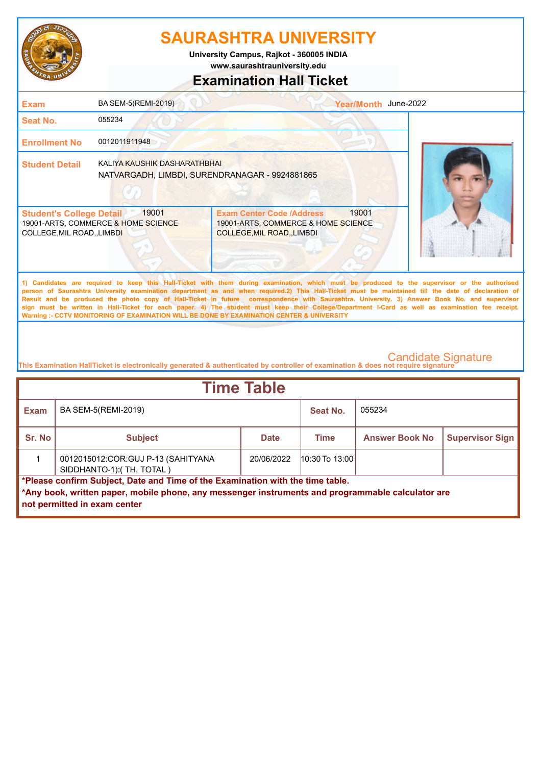# SAURASHTRA UNIVERSITY

**University Campus, Rajkot - 360005 INDIA**
**www.saurashtrauniversity.edu**

## Examination Hall Ticket

| | | | |
|---|---|---|---|
| **Exam** | BA SEM-5(REMI-2019) | **Year/Month** | June-2022 |
| **Seat No.** | 055234 | | |
| **Enrollment No** | 0012011911948 | | |
| **Student Detail** | KALIYA KAUSHIK DASHARATHBHAI<br>NATVARGADH, LIMBDI, SURENDRANAGAR - 9924881865 | | |

| **Student's College Detail** 19001 | **Exam Center Code /Address** 19001 |
|---|---|
| 19001-ARTS, COMMERCE & HOME SCIENCE COLLEGE,MIL ROAD,,LIMBDI | 19001-ARTS, COMMERCE & HOME SCIENCE COLLEGE,MIL ROAD,,LIMBDI |

1) Candidates are required to keep this Hall-Ticket with them during examination, which must be produced to the supervisor or the authorised person of Saurashtra University examination department as and when required.2) This Hall-Ticket must be maintained till the date of declaration of Result and be produced the photo copy of Hall-Ticket in future correspondence with Saurashtra. University. 3) Answer Book No. and supervisor sign must be written in Hall-Ticket for each paper. 4) The student must keep their College/Department I-Card as well as examination fee receipt.
Warning :- CCTV MONITORING OF EXAMINATION WILL BE DONE BY EXAMINATION CENTER & UNIVERSITY

Candidate Signature

This Examination HallTicket is electronically generated & authenticated by controller of examination & does not require signature

## Time Table

| **Exam** | BA SEM-5(REMI-2019) | | **Seat No.** | 055234 | |
|---|---|---|---|---|---|
| **Sr. No** | **Subject** | **Date** | **Time** | **Answer Book No** | **Supervisor Sign** |
| 1 | 0012015012:COR:GUJ P-13 (SAHITYANA SIDDHANTO-1):( TH, TOTAL ) | 20/06/2022 | 10:30 To 13:00 | | |

**\*Please confirm Subject, Date and Time of the Examination with the time table.**
**\*Any book, written paper, mobile phone, any messenger instruments and programmable calculator are not permitted in exam center**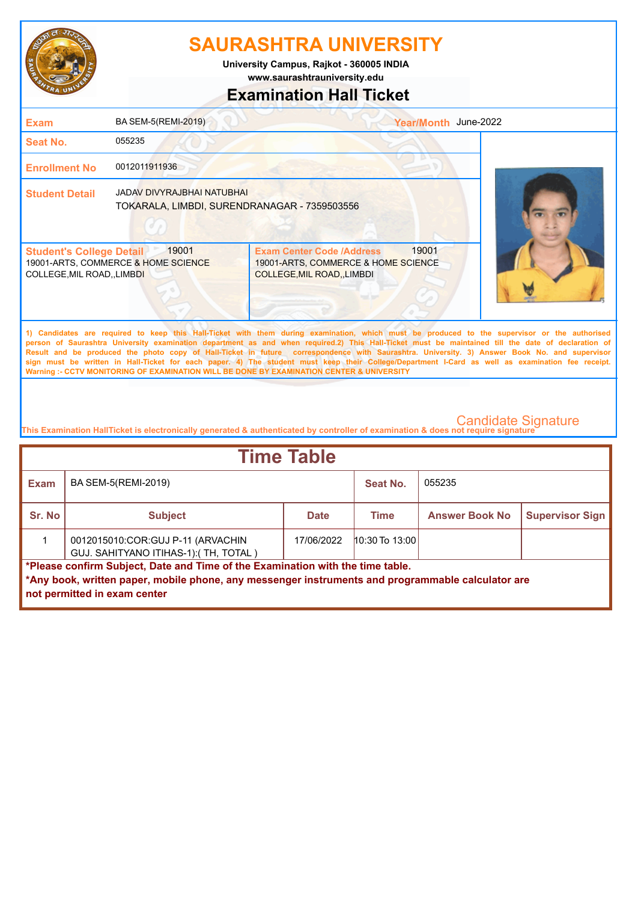# SAURASHTRA UNIVERSITY

**University Campus, Rajkot - 360005 INDIA**
**www.saurashtrauniversity.edu**

## Examination Hall Ticket

| | | | |
|---|---|---|---|
| **Exam** | BA SEM-5(REMI-2019) | **Year/Month** | June-2022 |
| **Seat No.** | 055235 | | |
| **Enrollment No** | 0012011911936 | | |
| **Student Detail** | JADAV DIVYRAJBHAI NATUBHAI<br>TOKARALA, LIMBDI, SURENDRANAGAR - 7359503556 | | |

| **Student's College Detail** 19001 | **Exam Center Code /Address** 19001 |
|---|---|
| 19001-ARTS, COMMERCE & HOME SCIENCE COLLEGE,MIL ROAD,,LIMBDI | 19001-ARTS, COMMERCE & HOME SCIENCE COLLEGE,MIL ROAD,,LIMBDI |

1) Candidates are required to keep this Hall-Ticket with them during examination, which must be produced to the supervisor or the authorised person of Saurashtra University examination department as and when required.2) This Hall-Ticket must be maintained till the date of declaration of Result and be produced the photo copy of Hall-Ticket in future correspondence with Saurashtra. University. 3) Answer Book No. and supervisor sign must be written in Hall-Ticket for each paper. 4) The student must keep their College/Department I-Card as well as examination fee receipt.
Warning :- CCTV MONITORING OF EXAMINATION WILL BE DONE BY EXAMINATION CENTER & UNIVERSITY

Candidate Signature

This Examination HallTicket is electronically generated & authenticated by controller of examination & does not require signature

## Time Table

| **Exam** | BA SEM-5(REMI-2019) | | **Seat No.** | 055235 | |
|---|---|---|---|---|---|
| **Sr. No** | **Subject** | **Date** | **Time** | **Answer Book No** | **Supervisor Sign** |
| 1 | 0012015010:COR:GUJ P-11 (ARVACHIN GUJ. SAHITYANO ITIHAS-1):( TH, TOTAL ) | 17/06/2022 | 10:30 To 13:00 | | |

**\*Please confirm Subject, Date and Time of the Examination with the time table.**
**\*Any book, written paper, mobile phone, any messenger instruments and programmable calculator are not permitted in exam center**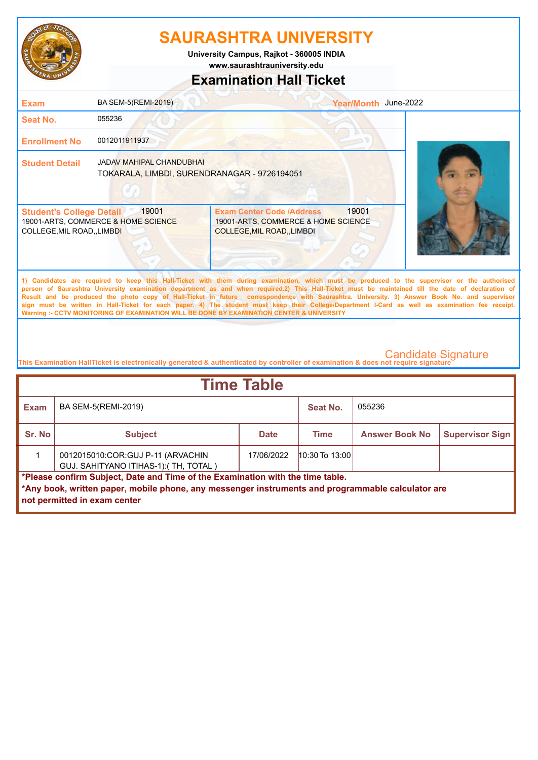# SAURASHTRA UNIVERSITY

**University Campus, Rajkot - 360005 INDIA**
**www.saurashtrauniversity.edu**

## Examination Hall Ticket

| | | | |
|---|---|---|---|
| **Exam** | BA SEM-5(REMI-2019) | **Year/Month** | June-2022 |
| **Seat No.** | 055236 | | |
| **Enrollment No** | 0012011911937 | | |
| **Student Detail** | JADAV MAHIPAL CHANDUBHAI<br>TOKARALA, LIMBDI, SURENDRANAGAR - 9726194051 | | |

| **Student's College Detail** 19001 | **Exam Center Code /Address** 19001 |
|---|---|
| 19001-ARTS, COMMERCE & HOME SCIENCE COLLEGE,MIL ROAD,,LIMBDI | 19001-ARTS, COMMERCE & HOME SCIENCE COLLEGE,MIL ROAD,,LIMBDI |

1) Candidates are required to keep this Hall-Ticket with them during examination, which must be produced to the supervisor or the authorised person of Saurashtra University examination department as and when required.2) This Hall-Ticket must be maintained till the date of declaration of Result and be produced the photo copy of Hall-Ticket in future correspondence with Saurashtra. University. 3) Answer Book No. and supervisor sign must be written in Hall-Ticket for each paper. 4) The student must keep their College/Department I-Card as well as examination fee receipt.
Warning :- CCTV MONITORING OF EXAMINATION WILL BE DONE BY EXAMINATION CENTER & UNIVERSITY

Candidate Signature

This Examination HallTicket is electronically generated & authenticated by controller of examination & does not require signature

## Time Table

| **Exam** | BA SEM-5(REMI-2019) | | **Seat No.** | 055236 | |
|---|---|---|---|---|---|
| **Sr. No** | **Subject** | **Date** | **Time** | **Answer Book No** | **Supervisor Sign** |
| 1 | 0012015010:COR:GUJ P-11 (ARVACHIN GUJ. SAHITYANO ITIHAS-1):( TH, TOTAL ) | 17/06/2022 | 10:30 To 13:00 | | |

**\*Please confirm Subject, Date and Time of the Examination with the time table.**
**\*Any book, written paper, mobile phone, any messenger instruments and programmable calculator are not permitted in exam center**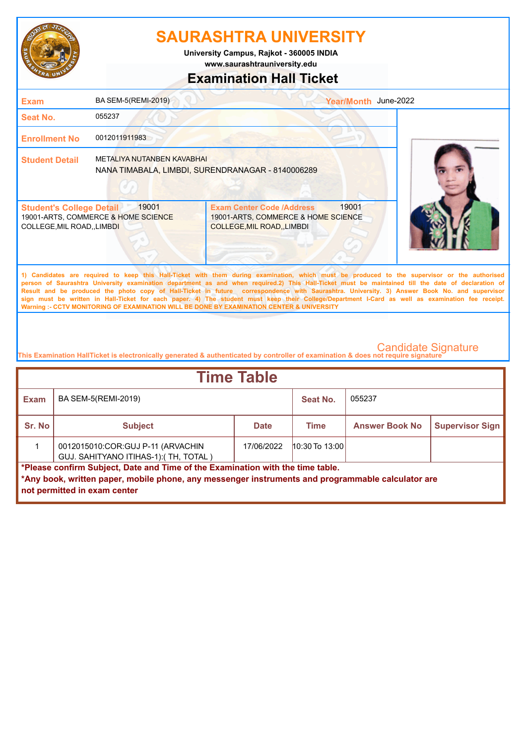# SAURASHTRA UNIVERSITY

**University Campus, Rajkot - 360005 INDIA**
**www.saurashtrauniversity.edu**

## Examination Hall Ticket

| | | | |
|---|---|---|---|
| **Exam** | BA SEM-5(REMI-2019) | **Year/Month** | June-2022 |
| **Seat No.** | 055237 | | |
| **Enrollment No** | 0012011911983 | | |
| **Student Detail** | METALIYA NUTANBEN KAVABHAI<br>NANA TIMABALA, LIMBDI, SURENDRANAGAR - 8140006289 | | |

| **Student's College Detail** 19001 | **Exam Center Code /Address** 19001 |
|---|---|
| 19001-ARTS, COMMERCE & HOME SCIENCE COLLEGE,MIL ROAD,,LIMBDI | 19001-ARTS, COMMERCE & HOME SCIENCE COLLEGE,MIL ROAD,,LIMBDI |

**1) Candidates are required to keep this Hall-Ticket with them during examination, which must be produced to the supervisor or the authorised person of Saurashtra University examination department as and when required.2) This Hall-Ticket must be maintained till the date of declaration of Result and be produced the photo copy of Hall-Ticket in future correspondence with Saurashtra. University. 3) Answer Book No. and supervisor sign must be written in Hall-Ticket for each paper. 4) The student must keep their College/Department I-Card as well as examination fee receipt.**
**Warning :- CCTV MONITORING OF EXAMINATION WILL BE DONE BY EXAMINATION CENTER & UNIVERSITY**

Candidate Signature

This Examination HallTicket is electronically generated & authenticated by controller of examination & does not require signature

## Time Table

| **Exam** | BA SEM-5(REMI-2019) | | **Seat No.** | 055237 | |
|---|---|---|---|---|---|
| **Sr. No** | **Subject** | **Date** | **Time** | **Answer Book No** | **Supervisor Sign** |
| 1 | 0012015010:COR:GUJ P-11 (ARVACHIN GUJ. SAHITYANO ITIHAS-1):( TH, TOTAL ) | 17/06/2022 | 10:30 To 13:00 | | |

**\*Please confirm Subject, Date and Time of the Examination with the time table.**
**\*Any book, written paper, mobile phone, any messenger instruments and programmable calculator are not permitted in exam center**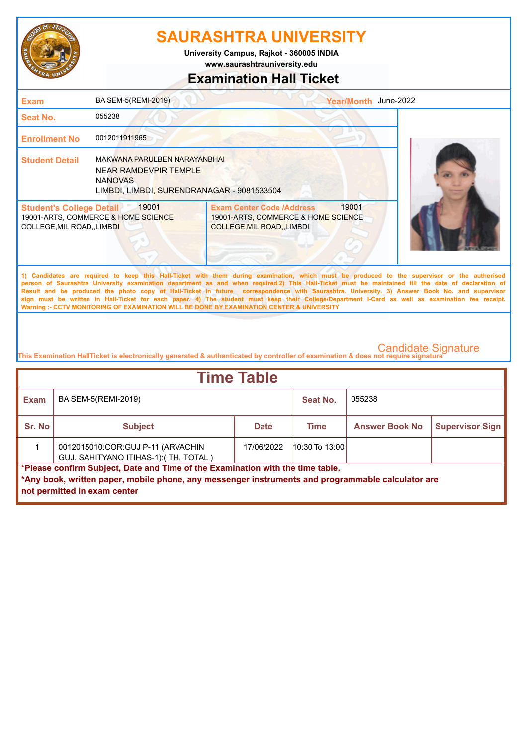# SAURASHTRA UNIVERSITY

**University Campus, Rajkot - 360005 INDIA**
**www.saurashtrauniversity.edu**

## Examination Hall Ticket

| | | | |
|---|---|---|---|
| **Exam** | BA SEM-5(REMI-2019) | **Year/Month** | June-2022 |
| **Seat No.** | 055238 | | |
| **Enrollment No** | 0012011911965 | | |
| **Student Detail** | MAKWANA PARULBEN NARAYANBHAI<br>NEAR RAMDEVPIR TEMPLE<br>NANOVAS<br>LIMBDI, LIMBDI, SURENDRANAGAR - 9081533504 | | |

| **Student's College Detail** 19001 | **Exam Center Code /Address** 19001 |
|---|---|
| 19001-ARTS, COMMERCE & HOME SCIENCE COLLEGE,MIL ROAD,,LIMBDI | 19001-ARTS, COMMERCE & HOME SCIENCE COLLEGE,MIL ROAD,,LIMBDI |

1) Candidates are required to keep this Hall-Ticket with them during examination, which must be produced to the supervisor or the authorised person of Saurashtra University examination department as and when required.2) This Hall-Ticket must be maintained till the date of declaration of Result and be produced the photo copy of Hall-Ticket in future correspondence with Saurashtra. University. 3) Answer Book No. and supervisor sign must be written in Hall-Ticket for each paper. 4) The student must keep their College/Department I-Card as well as examination fee receipt.
Warning :- CCTV MONITORING OF EXAMINATION WILL BE DONE BY EXAMINATION CENTER & UNIVERSITY

Candidate Signature

This Examination HallTicket is electronically generated & authenticated by controller of examination & does not require signature

## Time Table

| **Exam** | BA SEM-5(REMI-2019) | | **Seat No.** | 055238 | |
|---|---|---|---|---|---|
| **Sr. No** | **Subject** | **Date** | **Time** | **Answer Book No** | **Supervisor Sign** |
| 1 | 0012015010:COR:GUJ P-11 (ARVACHIN GUJ. SAHITYANO ITIHAS-1):( TH, TOTAL ) | 17/06/2022 | 10:30 To 13:00 | | |

**\*Please confirm Subject, Date and Time of the Examination with the time table.**
**\*Any book, written paper, mobile phone, any messenger instruments and programmable calculator are not permitted in exam center**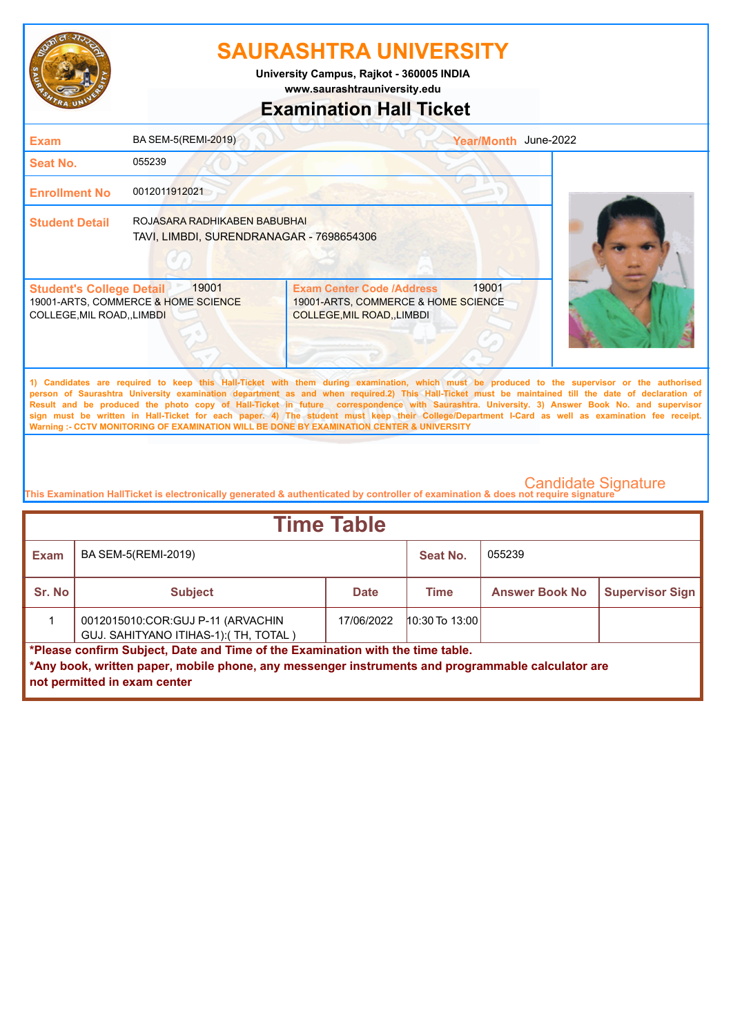# SAURASHTRA UNIVERSITY

**University Campus, Rajkot - 360005 INDIA**
**www.saurashtrauniversity.edu**

## Examination Hall Ticket

| | | | |
|---|---|---|---|
| **Exam** | BA SEM-5(REMI-2019) | **Year/Month** | June-2022 |
| **Seat No.** | 055239 | | |
| **Enrollment No** | 0012011912021 | | |
| **Student Detail** | ROJASARA RADHIKABEN BABUBHAI<br>TAVI, LIMBDI, SURENDRANAGAR - 7698654306 | | |

| **Student's College Detail** 19001 | **Exam Center Code /Address** 19001 |
|---|---|
| 19001-ARTS, COMMERCE & HOME SCIENCE COLLEGE,MIL ROAD,,LIMBDI | 19001-ARTS, COMMERCE & HOME SCIENCE COLLEGE,MIL ROAD,,LIMBDI |

1) Candidates are required to keep this Hall-Ticket with them during examination, which must be produced to the supervisor or the authorised person of Saurashtra University examination department as and when required.2) This Hall-Ticket must be maintained till the date of declaration of Result and be produced the photo copy of Hall-Ticket in future correspondence with Saurashtra. University. 3) Answer Book No. and supervisor sign must be written in Hall-Ticket for each paper. 4) The student must keep their College/Department I-Card as well as examination fee receipt.
Warning :- CCTV MONITORING OF EXAMINATION WILL BE DONE BY EXAMINATION CENTER & UNIVERSITY

Candidate Signature

This Examination HallTicket is electronically generated & authenticated by controller of examination & does not require signature

## Time Table

| **Exam** | BA SEM-5(REMI-2019) | | **Seat No.** | 055239 | |
|---|---|---|---|---|---|
| **Sr. No** | **Subject** | **Date** | **Time** | **Answer Book No** | **Supervisor Sign** |
| 1 | 0012015010:COR:GUJ P-11 (ARVACHIN GUJ. SAHITYANO ITIHAS-1):( TH, TOTAL ) | 17/06/2022 | 10:30 To 13:00 | | |

**\*Please confirm Subject, Date and Time of the Examination with the time table.**
**\*Any book, written paper, mobile phone, any messenger instruments and programmable calculator are not permitted in exam center**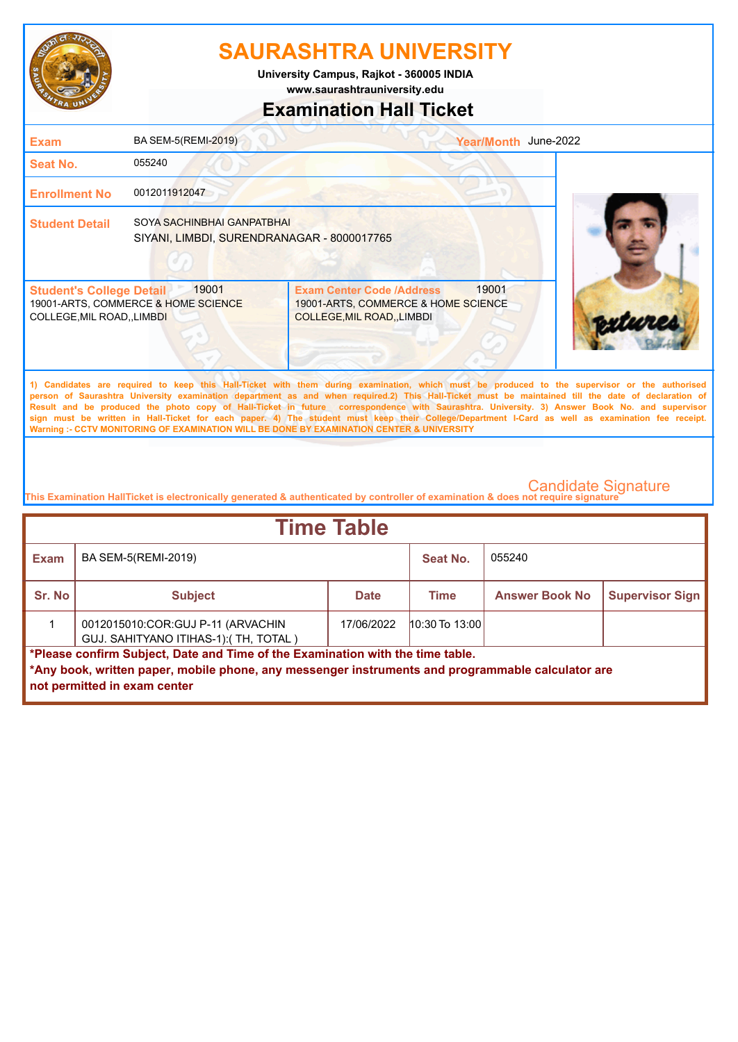# SAURASHTRA UNIVERSITY

**University Campus, Rajkot - 360005 INDIA**
**www.saurashtrauniversity.edu**

## Examination Hall Ticket

| | | | |
|---|---|---|---|
| **Exam** | BA SEM-5(REMI-2019) | **Year/Month** | June-2022 |
| **Seat No.** | 055240 | | |
| **Enrollment No** | 0012011912047 | | |
| **Student Detail** | SOYA SACHINBHAI GANPATBHAI<br>SIYANI, LIMBDI, SURENDRANAGAR - 8000017765 | | |

| **Student's College Detail** 19001 | **Exam Center Code /Address** 19001 |
|---|---|
| 19001-ARTS, COMMERCE & HOME SCIENCE COLLEGE,MIL ROAD,,LIMBDI | 19001-ARTS, COMMERCE & HOME SCIENCE COLLEGE,MIL ROAD,,LIMBDI |

1) Candidates are required to keep this Hall-Ticket with them during examination, which must be produced to the supervisor or the authorised person of Saurashtra University examination department as and when required.2) This Hall-Ticket must be maintained till the date of declaration of Result and be produced the photo copy of Hall-Ticket in future correspondence with Saurashtra. University. 3) Answer Book No. and supervisor sign must be written in Hall-Ticket for each paper. 4) The student must keep their College/Department I-Card as well as examination fee receipt.
Warning :- CCTV MONITORING OF EXAMINATION WILL BE DONE BY EXAMINATION CENTER & UNIVERSITY

Candidate Signature

This Examination HallTicket is electronically generated & authenticated by controller of examination & does not require signature

## Time Table

| **Exam** | BA SEM-5(REMI-2019) | | **Seat No.** | 055240 | |
|---|---|---|---|---|---|
| **Sr. No** | **Subject** | **Date** | **Time** | **Answer Book No** | **Supervisor Sign** |
| 1 | 0012015010:COR:GUJ P-11 (ARVACHIN GUJ. SAHITYANO ITIHAS-1):( TH, TOTAL ) | 17/06/2022 | 10:30 To 13:00 | | |

**\*Please confirm Subject, Date and Time of the Examination with the time table.**
**\*Any book, written paper, mobile phone, any messenger instruments and programmable calculator are not permitted in exam center**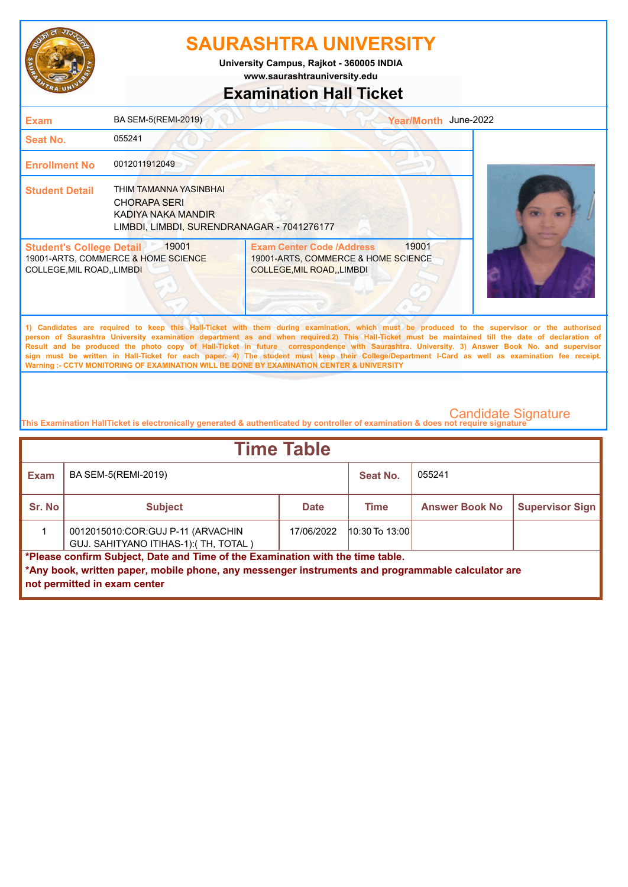# SAURASHTRA UNIVERSITY

**University Campus, Rajkot - 360005 INDIA**
**www.saurashtrauniversity.edu**

## Examination Hall Ticket

| | | | |
|---|---|---|---|
| **Exam** | BA SEM-5(REMI-2019) | **Year/Month** | June-2022 |
| **Seat No.** | 055241 | | |
| **Enrollment No** | 0012011912049 | | |
| **Student Detail** | THIM TAMANNA YASINBHAI<br>CHORAPA SERI<br>KADIYA NAKA MANDIR<br>LIMBDI, LIMBDI, SURENDRANAGAR - 7041276177 | | |

| **Student's College Detail** 19001 | **Exam Center Code /Address** 19001 |
|---|---|
| 19001-ARTS, COMMERCE & HOME SCIENCE COLLEGE,MIL ROAD,,LIMBDI | 19001-ARTS, COMMERCE & HOME SCIENCE COLLEGE,MIL ROAD,,LIMBDI |

1) Candidates are required to keep this Hall-Ticket with them during examination, which must be produced to the supervisor or the authorised person of Saurashtra University examination department as and when required.2) This Hall-Ticket must be maintained till the date of declaration of Result and be produced the photo copy of Hall-Ticket in future correspondence with Saurashtra. University. 3) Answer Book No. and supervisor sign must be written in Hall-Ticket for each paper. 4) The student must keep their College/Department I-Card as well as examination fee receipt.
Warning :- CCTV MONITORING OF EXAMINATION WILL BE DONE BY EXAMINATION CENTER & UNIVERSITY

Candidate Signature

This Examination HallTicket is electronically generated & authenticated by controller of examination & does not require signature

## Time Table

| Exam | BA SEM-5(REMI-2019) | | Seat No. | 055241 | |
|---|---|---|---|---|---|
| **Sr. No** | **Subject** | **Date** | **Time** | **Answer Book No** | **Supervisor Sign** |
| 1 | 0012015010:COR:GUJ P-11 (ARVACHIN GUJ. SAHITYANO ITIHAS-1):( TH, TOTAL ) | 17/06/2022 | 10:30 To 13:00 | | |

**\*Please confirm Subject, Date and Time of the Examination with the time table.**
**\*Any book, written paper, mobile phone, any messenger instruments and programmable calculator are not permitted in exam center**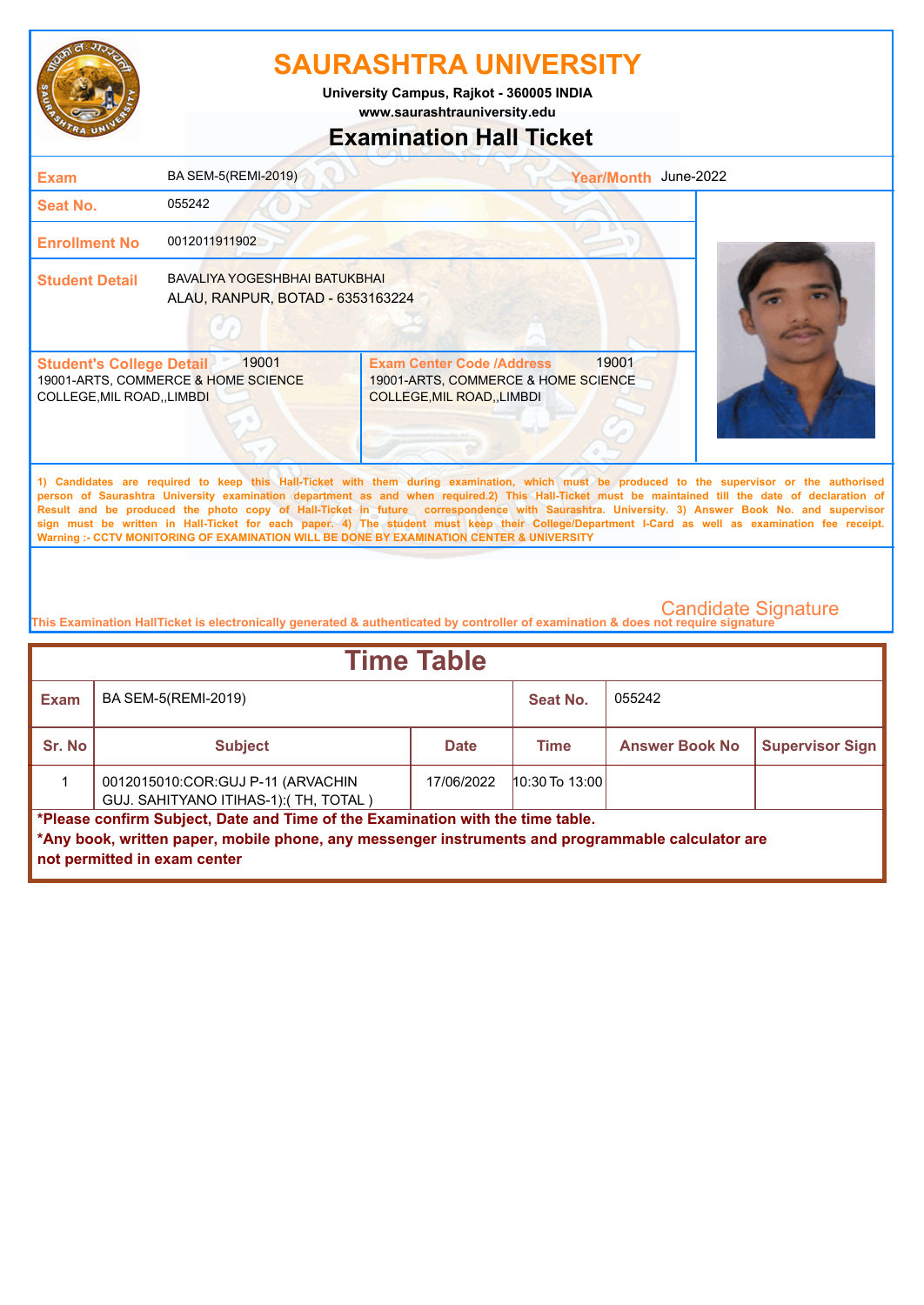# SAURASHTRA UNIVERSITY

**University Campus, Rajkot - 360005 INDIA**
**www.saurashtrauniversity.edu**

## Examination Hall Ticket

| | | | |
|---|---|---|---|
| **Exam** | BA SEM-5(REMI-2019) | **Year/Month** | June-2022 |
| **Seat No.** | 055242 | | |
| **Enrollment No** | 0012011911902 | | |
| **Student Detail** | BAVALIYA YOGESHBHAI BATUKBHAI<br>ALAU, RANPUR, BOTAD - 6353163224 | | |

| **Student's College Detail** 19001 | **Exam Center Code /Address** 19001 |
|---|---|
| 19001-ARTS, COMMERCE & HOME SCIENCE COLLEGE,MIL ROAD,,LIMBDI | 19001-ARTS, COMMERCE & HOME SCIENCE COLLEGE,MIL ROAD,,LIMBDI |

1) Candidates are required to keep this Hall-Ticket with them during examination, which must be produced to the supervisor or the authorised person of Saurashtra University examination department as and when required.2) This Hall-Ticket must be maintained till the date of declaration of Result and be produced the photo copy of Hall-Ticket in future correspondence with Saurashtra. University. 3) Answer Book No. and supervisor sign must be written in Hall-Ticket for each paper. 4) The student must keep their College/Department I-Card as well as examination fee receipt.
Warning :- CCTV MONITORING OF EXAMINATION WILL BE DONE BY EXAMINATION CENTER & UNIVERSITY

Candidate Signature

This Examination HallTicket is electronically generated & authenticated by controller of examination & does not require signature

## Time Table

| **Exam** | BA SEM-5(REMI-2019) | | **Seat No.** | 055242 | |
|---|---|---|---|---|---|
| **Sr. No** | **Subject** | **Date** | **Time** | **Answer Book No** | **Supervisor Sign** |
| 1 | 0012015010:COR:GUJ P-11 (ARVACHIN GUJ. SAHITYANO ITIHAS-1):( TH, TOTAL ) | 17/06/2022 | 10:30 To 13:00 | | |

**\*Please confirm Subject, Date and Time of the Examination with the time table.**
**\*Any book, written paper, mobile phone, any messenger instruments and programmable calculator are not permitted in exam center**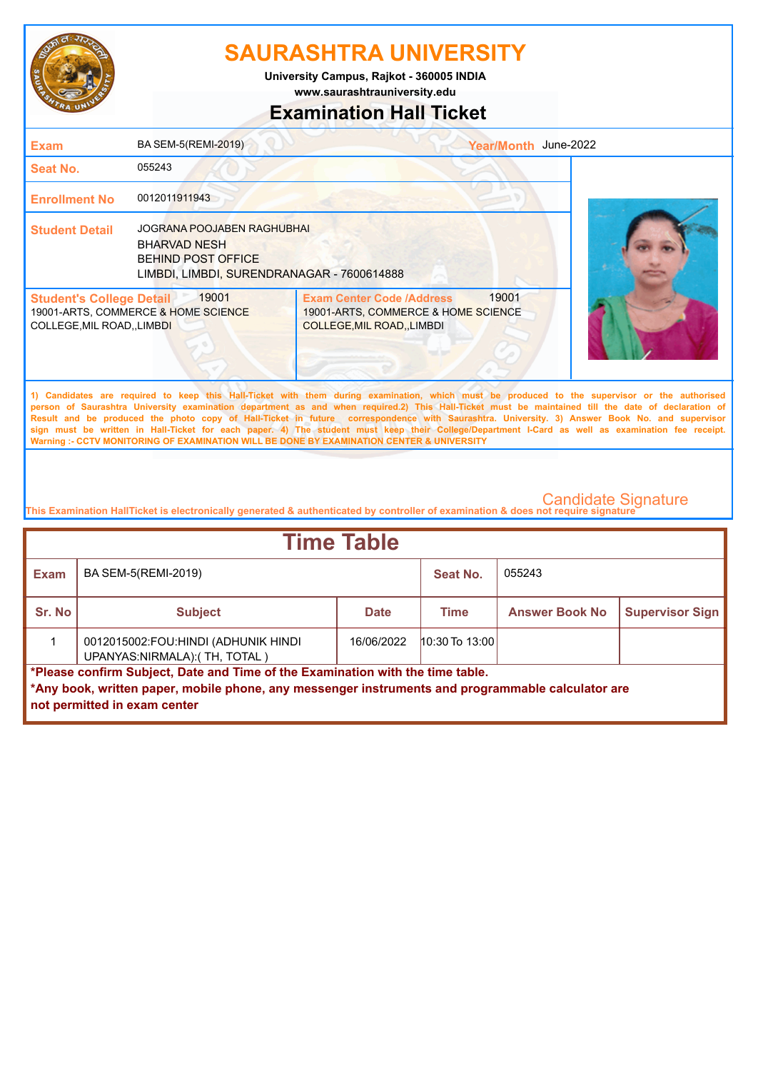# SAURASHTRA UNIVERSITY

**University Campus, Rajkot - 360005 INDIA**
**www.saurashtrauniversity.edu**

## Examination Hall Ticket

| | | | |
|---|---|---|---|
| **Exam** | BA SEM-5(REMI-2019) | **Year/Month** | June-2022 |
| **Seat No.** | 055243 | | |
| **Enrollment No** | 0012011911943 | | |
| **Student Detail** | JOGRANA POOJABEN RAGHUBHAI<br>BHARVAD NESH<br>BEHIND POST OFFICE<br>LIMBDI, LIMBDI, SURENDRANAGAR - 7600614888 | | |

| **Student's College Detail** 19001 | **Exam Center Code /Address** 19001 |
|---|---|
| 19001-ARTS, COMMERCE & HOME SCIENCE COLLEGE,MIL ROAD,,LIMBDI | 19001-ARTS, COMMERCE & HOME SCIENCE COLLEGE,MIL ROAD,,LIMBDI |

1) Candidates are required to keep this Hall-Ticket with them during examination, which must be produced to the supervisor or the authorised person of Saurashtra University examination department as and when required.2) This Hall-Ticket must be maintained till the date of declaration of Result and be produced the photo copy of Hall-Ticket in future correspondence with Saurashtra. University. 3) Answer Book No. and supervisor sign must be written in Hall-Ticket for each paper. 4) The student must keep their College/Department I-Card as well as examination fee receipt.
Warning :- CCTV MONITORING OF EXAMINATION WILL BE DONE BY EXAMINATION CENTER & UNIVERSITY

Candidate Signature

This Examination HallTicket is electronically generated & authenticated by controller of examination & does not require signature

## Time Table

| **Exam** | BA SEM-5(REMI-2019) | | **Seat No.** | 055243 | |
|---|---|---|---|---|---|
| **Sr. No** | **Subject** | **Date** | **Time** | **Answer Book No** | **Supervisor Sign** |
| 1 | 0012015002:FOU:HINDI (ADHUNIK HINDI UPANYAS:NIRMALA):( TH, TOTAL ) | 16/06/2022 | 10:30 To 13:00 | | |

**\*Please confirm Subject, Date and Time of the Examination with the time table.**
**\*Any book, written paper, mobile phone, any messenger instruments and programmable calculator are not permitted in exam center**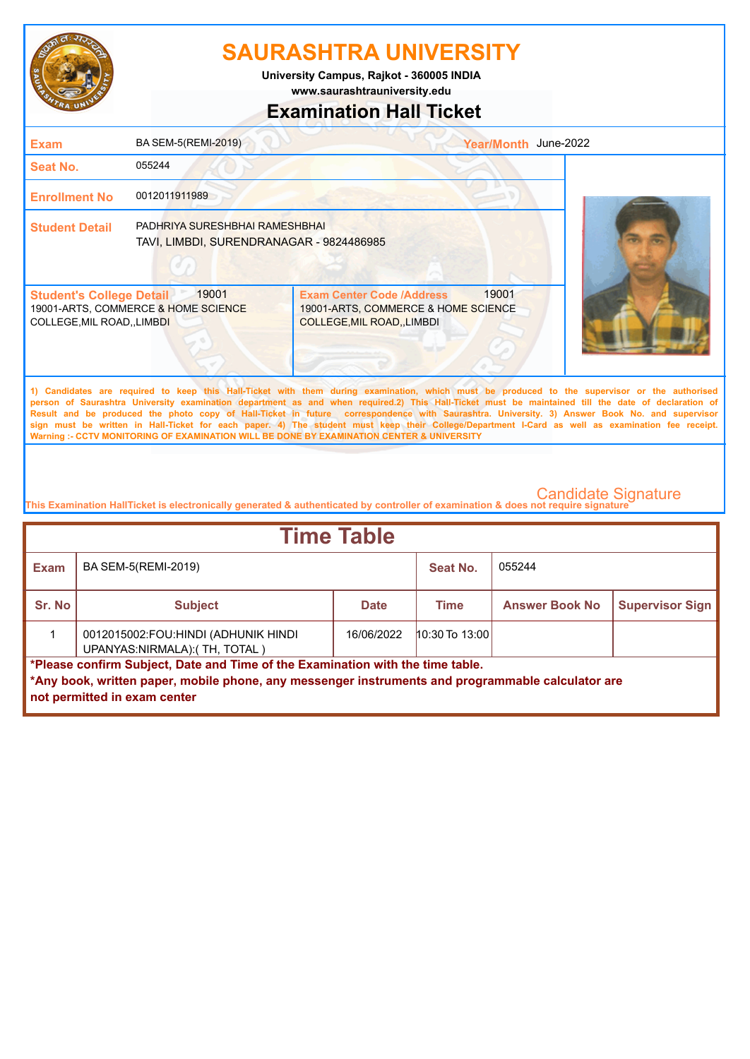# SAURASHTRA UNIVERSITY

University Campus, Rajkot - 360005 INDIA
www.saurashtrauniversity.edu

## Examination Hall Ticket

| | | | |
|---|---|---|---|
| **Exam** | BA SEM-5(REMI-2019) | **Year/Month** | June-2022 |
| **Seat No.** | 055244 | | |
| **Enrollment No** | 0012011911989 | | |
| **Student Detail** | PADHRIYA SURESHBHAI RAMESHBHAI<br>TAVI, LIMBDI, SURENDRANAGAR - 9824486985 | | |

| | |
|---|---|
| **Student's College Detail** 19001<br>19001-ARTS, COMMERCE & HOME SCIENCE COLLEGE,MIL ROAD,,LIMBDI | **Exam Center Code /Address** 19001<br>19001-ARTS, COMMERCE & HOME SCIENCE COLLEGE,MIL ROAD,,LIMBDI |

1) Candidates are required to keep this Hall-Ticket with them during examination, which must be produced to the supervisor or the authorised person of Saurashtra University examination department as and when required.2) This Hall-Ticket must be maintained till the date of declaration of Result and be produced the photo copy of Hall-Ticket in future correspondence with Saurashtra. University. 3) Answer Book No. and supervisor sign must be written in Hall-Ticket for each paper. 4) The student must keep their College/Department I-Card as well as examination fee receipt.
Warning :- CCTV MONITORING OF EXAMINATION WILL BE DONE BY EXAMINATION CENTER & UNIVERSITY

Candidate Signature

This Examination HallTicket is electronically generated & authenticated by controller of examination & does not require signature

## Time Table

| Exam | BA SEM-5(REMI-2019) | | Seat No. | 055244 | |
|---|---|---|---|---|---|
| **Sr. No** | **Subject** | **Date** | **Time** | **Answer Book No** | **Supervisor Sign** |
| 1 | 0012015002:FOU:HINDI (ADHUNIK HINDI UPANYAS:NIRMALA):( TH, TOTAL ) | 16/06/2022 | 10:30 To 13:00 | | |

**\*Please confirm Subject, Date and Time of the Examination with the time table.**
**\*Any book, written paper, mobile phone, any messenger instruments and programmable calculator are not permitted in exam center**